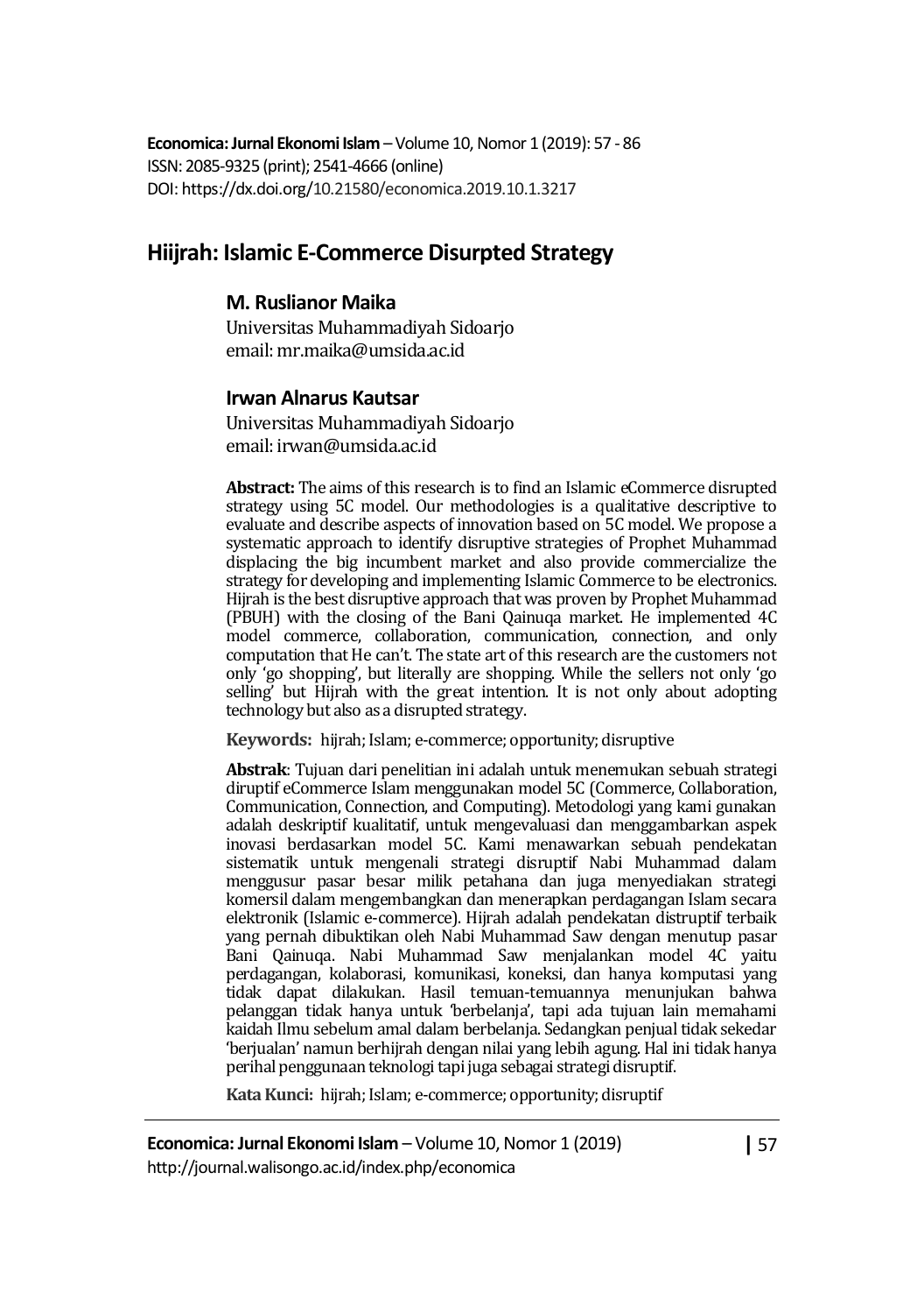**Economica: Jurnal Ekonomi Islam** – Volume 10, Nomor 1 (2019): 57 - 86
ISSN: 2085-9325 (print); 2541-4666 (online)
DOI: https://dx.doi.org/10.21580/economica.2019.10.1.3217

# Hiijrah: Islamic E-Commerce Disurpted Strategy

### M. Ruslianor Maika

Universitas Muhammadiyah Sidoarjo
email: mr.maika@umsida.ac.id

### Irwan Alnarus Kautsar

Universitas Muhammadiyah Sidoarjo
email: irwan@umsida.ac.id

**Abstract:** The aims of this research is to find an Islamic eCommerce disrupted strategy using 5C model. Our methodologies is a qualitative descriptive to evaluate and describe aspects of innovation based on 5C model. We propose a systematic approach to identify disruptive strategies of Prophet Muhammad displacing the big incumbent market and also provide commercialize the strategy for developing and implementing Islamic Commerce to be electronics. Hijrah is the best disruptive approach that was proven by Prophet Muhammad (PBUH) with the closing of the Bani Qainuqa market. He implemented 4C model commerce, collaboration, communication, connection, and only computation that He can't. The state art of this research are the customers not only 'go shopping', but literally are shopping. While the sellers not only 'go selling' but Hijrah with the great intention. It is not only about adopting technology but also as a disrupted strategy.

**Keywords:** hijrah; Islam; e-commerce; opportunity; disruptive

**Abstrak**: Tujuan dari penelitian ini adalah untuk menemukan sebuah strategi diruptif eCommerce Islam menggunakan model 5C (Commerce, Collaboration, Communication, Connection, and Computing). Metodologi yang kami gunakan adalah deskriptif kualitatif, untuk mengevaluasi dan menggambarkan aspek inovasi berdasarkan model 5C. Kami menawarkan sebuah pendekatan sistematik untuk mengenali strategi disruptif Nabi Muhammad dalam menggusur pasar besar milik petahana dan juga menyediakan strategi komersil dalam mengembangkan dan menerapkan perdagangan Islam secara elektronik (Islamic e-commerce). Hijrah adalah pendekatan distruptif terbaik yang pernah dibuktikan oleh Nabi Muhammad Saw dengan menutup pasar Bani Qainuqa. Nabi Muhammad Saw menjalankan model 4C yaitu perdagangan, kolaborasi, komunikasi, koneksi, dan hanya komputasi yang tidak dapat dilakukan. Hasil temuan-temuannya menunjukan bahwa pelanggan tidak hanya untuk 'berbelanja', tapi ada tujuan lain memahami kaidah Ilmu sebelum amal dalam berbelanja. Sedangkan penjual tidak sekedar 'berjualan' namun berhijrah dengan nilai yang lebih agung. Hal ini tidak hanya perihal penggunaan teknologi tapi juga sebagai strategi disruptif.

**Kata Kunci:** hijrah; Islam; e-commerce; opportunity; disruptif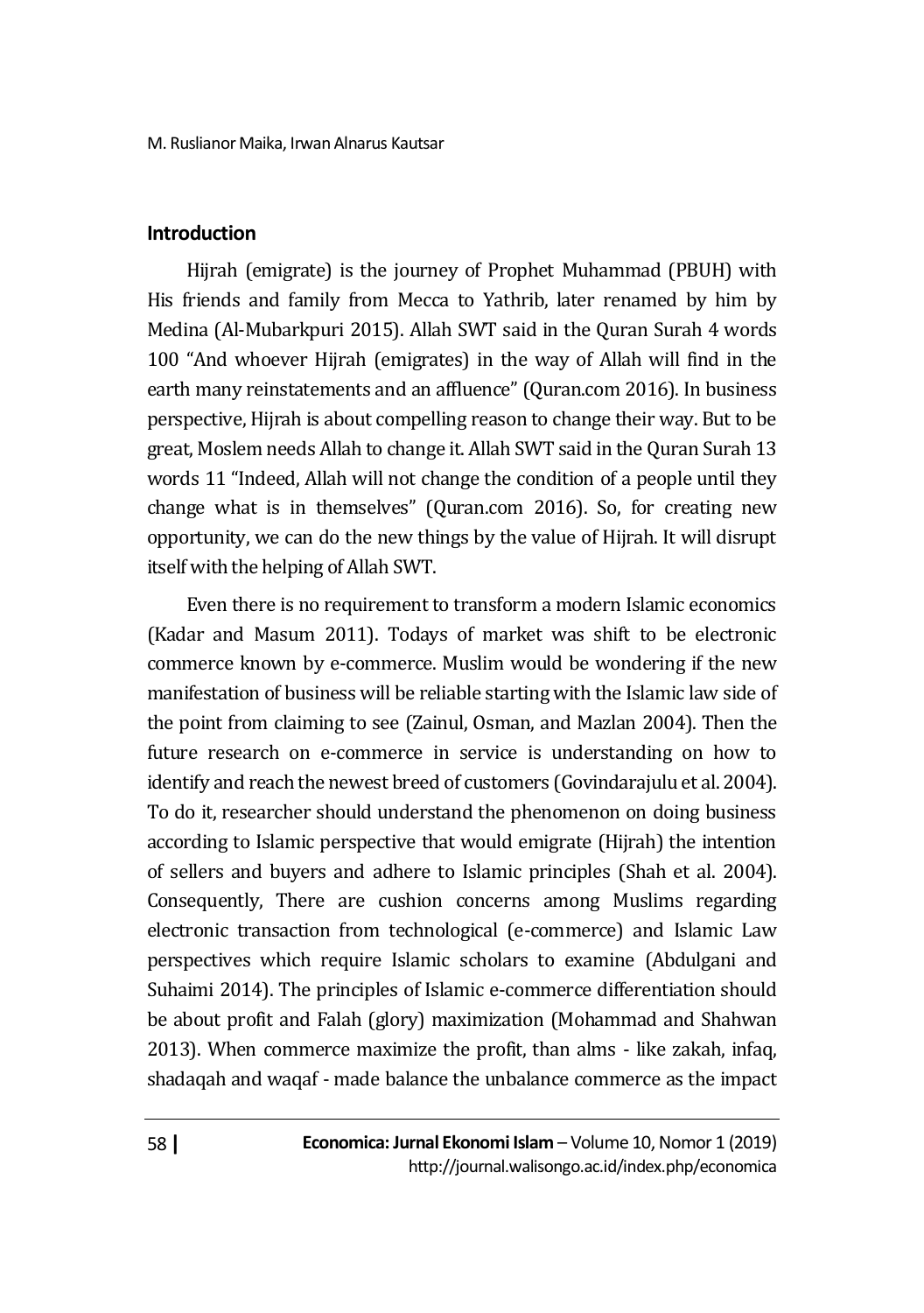## Introduction

Hijrah (emigrate) is the journey of Prophet Muhammad (PBUH) with His friends and family from Mecca to Yathrib, later renamed by him by Medina (Al-Mubarkpuri 2015). Allah SWT said in the Quran Surah 4 words 100 "And whoever Hijrah (emigrates) in the way of Allah will find in the earth many reinstatements and an affluence" (Quran.com 2016). In business perspective, Hijrah is about compelling reason to change their way. But to be great, Moslem needs Allah to change it. Allah SWT said in the Quran Surah 13 words 11 "Indeed, Allah will not change the condition of a people until they change what is in themselves" (Quran.com 2016). So, for creating new opportunity, we can do the new things by the value of Hijrah. It will disrupt itself with the helping of Allah SWT.

Even there is no requirement to transform a modern Islamic economics (Kadar and Masum 2011). Todays of market was shift to be electronic commerce known by e-commerce. Muslim would be wondering if the new manifestation of business will be reliable starting with the Islamic law side of the point from claiming to see (Zainul, Osman, and Mazlan 2004). Then the future research on e-commerce in service is understanding on how to identify and reach the newest breed of customers (Govindarajulu et al. 2004). To do it, researcher should understand the phenomenon on doing business according to Islamic perspective that would emigrate (Hijrah) the intention of sellers and buyers and adhere to Islamic principles (Shah et al. 2004). Consequently, There are cushion concerns among Muslims regarding electronic transaction from technological (e-commerce) and Islamic Law perspectives which require Islamic scholars to examine (Abdulgani and Suhaimi 2014). The principles of Islamic e-commerce differentiation should be about profit and Falah (glory) maximization (Mohammad and Shahwan 2013). When commerce maximize the profit, than alms - like zakah, infaq, shadaqah and waqaf - made balance the unbalance commerce as the impact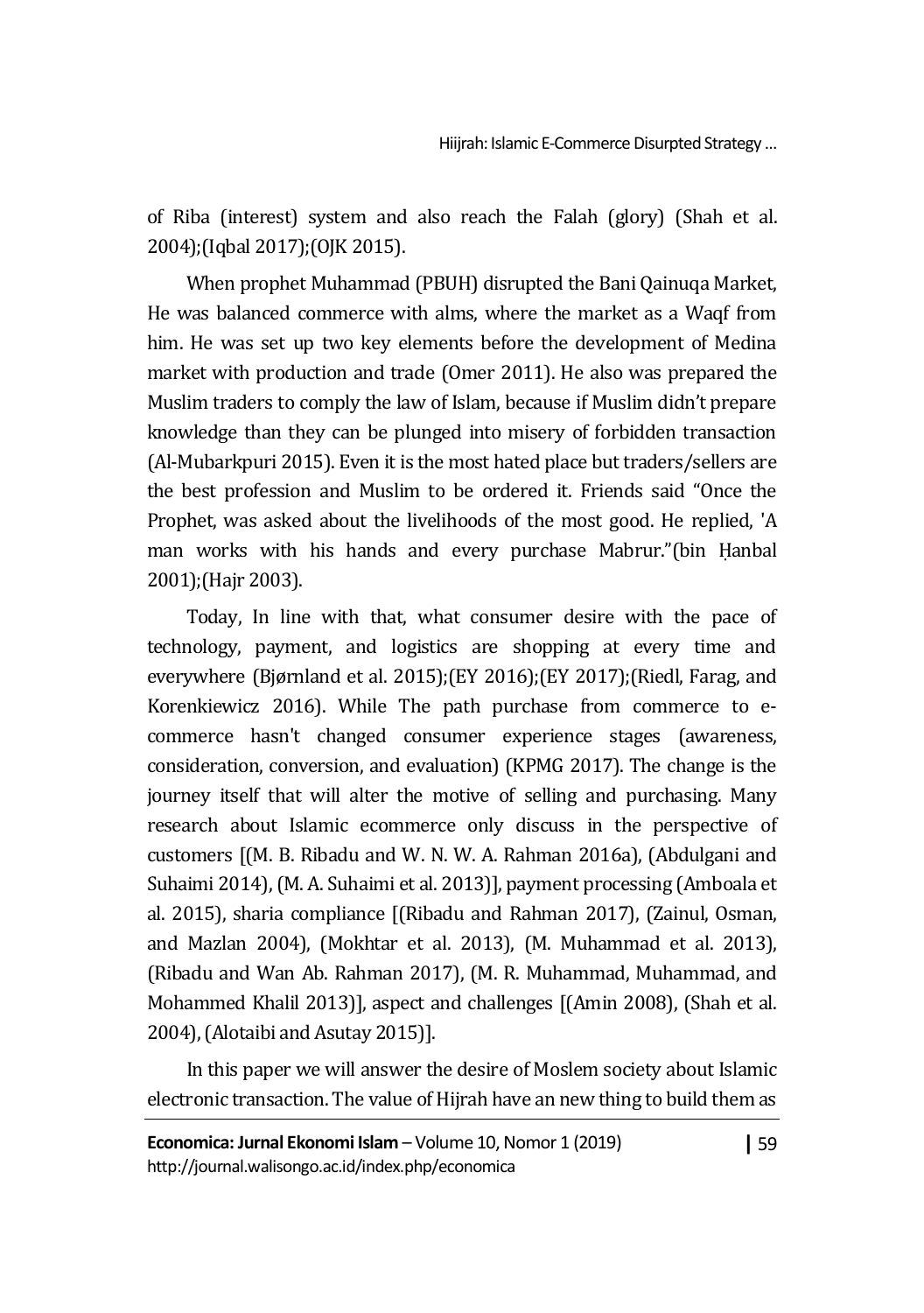of Riba (interest) system and also reach the Falah (glory) (Shah et al. 2004);(Iqbal 2017);(OJK 2015).

When prophet Muhammad (PBUH) disrupted the Bani Qainuqa Market, He was balanced commerce with alms, where the market as a Waqf from him. He was set up two key elements before the development of Medina market with production and trade (Omer 2011). He also was prepared the Muslim traders to comply the law of Islam, because if Muslim didn't prepare knowledge than they can be plunged into misery of forbidden transaction (Al-Mubarkpuri 2015). Even it is the most hated place but traders/sellers are the best profession and Muslim to be ordered it. Friends said "Once the Prophet, was asked about the livelihoods of the most good. He replied, 'A man works with his hands and every purchase Mabrur."(bin Ḥanbal 2001);(Hajr 2003).

Today, In line with that, what consumer desire with the pace of technology, payment, and logistics are shopping at every time and everywhere (Bjørnland et al. 2015);(EY 2016);(EY 2017);(Riedl, Farag, and Korenkiewicz 2016). While The path purchase from commerce to e-commerce hasn't changed consumer experience stages (awareness, consideration, conversion, and evaluation) (KPMG 2017). The change is the journey itself that will alter the motive of selling and purchasing. Many research about Islamic ecommerce only discuss in the perspective of customers [(M. B. Ribadu and W. N. W. A. Rahman 2016a), (Abdulgani and Suhaimi 2014), (M. A. Suhaimi et al. 2013)], payment processing (Amboala et al. 2015), sharia compliance [(Ribadu and Rahman 2017), (Zainul, Osman, and Mazlan 2004), (Mokhtar et al. 2013), (M. Muhammad et al. 2013), (Ribadu and Wan Ab. Rahman 2017), (M. R. Muhammad, Muhammad, and Mohammed Khalil 2013)], aspect and challenges [(Amin 2008), (Shah et al. 2004), (Alotaibi and Asutay 2015)].

In this paper we will answer the desire of Moslem society about Islamic electronic transaction. The value of Hijrah have an new thing to build them as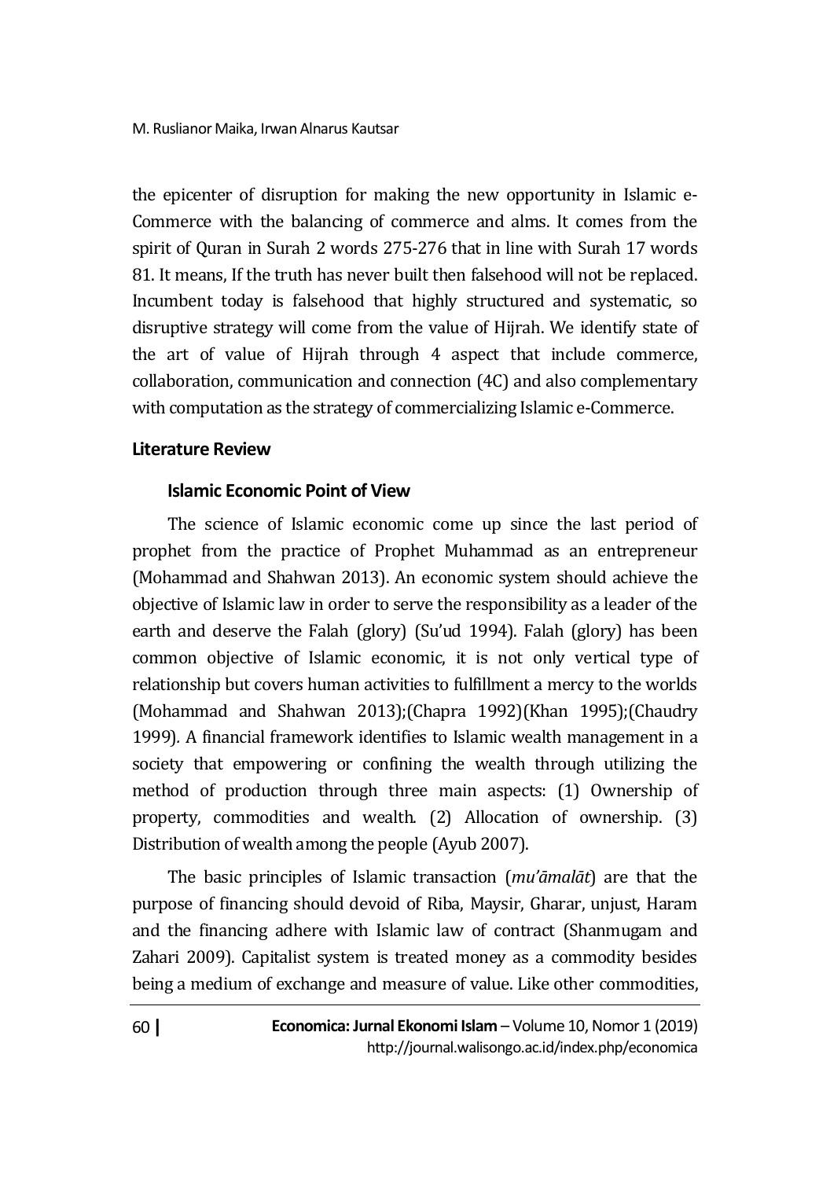the epicenter of disruption for making the new opportunity in Islamic e-Commerce with the balancing of commerce and alms. It comes from the spirit of Quran in Surah 2 words 275-276 that in line with Surah 17 words 81. It means, If the truth has never built then falsehood will not be replaced. Incumbent today is falsehood that highly structured and systematic, so disruptive strategy will come from the value of Hijrah. We identify state of the art of value of Hijrah through 4 aspect that include commerce, collaboration, communication and connection (4C) and also complementary with computation as the strategy of commercializing Islamic e-Commerce.

## Literature Review

### Islamic Economic Point of View

The science of Islamic economic come up since the last period of prophet from the practice of Prophet Muhammad as an entrepreneur (Mohammad and Shahwan 2013). An economic system should achieve the objective of Islamic law in order to serve the responsibility as a leader of the earth and deserve the Falah (glory) (Su'ud 1994). Falah (glory) has been common objective of Islamic economic, it is not only vertical type of relationship but covers human activities to fulfillment a mercy to the worlds (Mohammad and Shahwan 2013);(Chapra 1992)(Khan 1995);(Chaudry 1999). A financial framework identifies to Islamic wealth management in a society that empowering or confining the wealth through utilizing the method of production through three main aspects: (1) Ownership of property, commodities and wealth. (2) Allocation of ownership. (3) Distribution of wealth among the people (Ayub 2007).

The basic principles of Islamic transaction (*mu'āmalāt*) are that the purpose of financing should devoid of Riba, Maysir, Gharar, unjust, Haram and the financing adhere with Islamic law of contract (Shanmugam and Zahari 2009). Capitalist system is treated money as a commodity besides being a medium of exchange and measure of value. Like other commodities,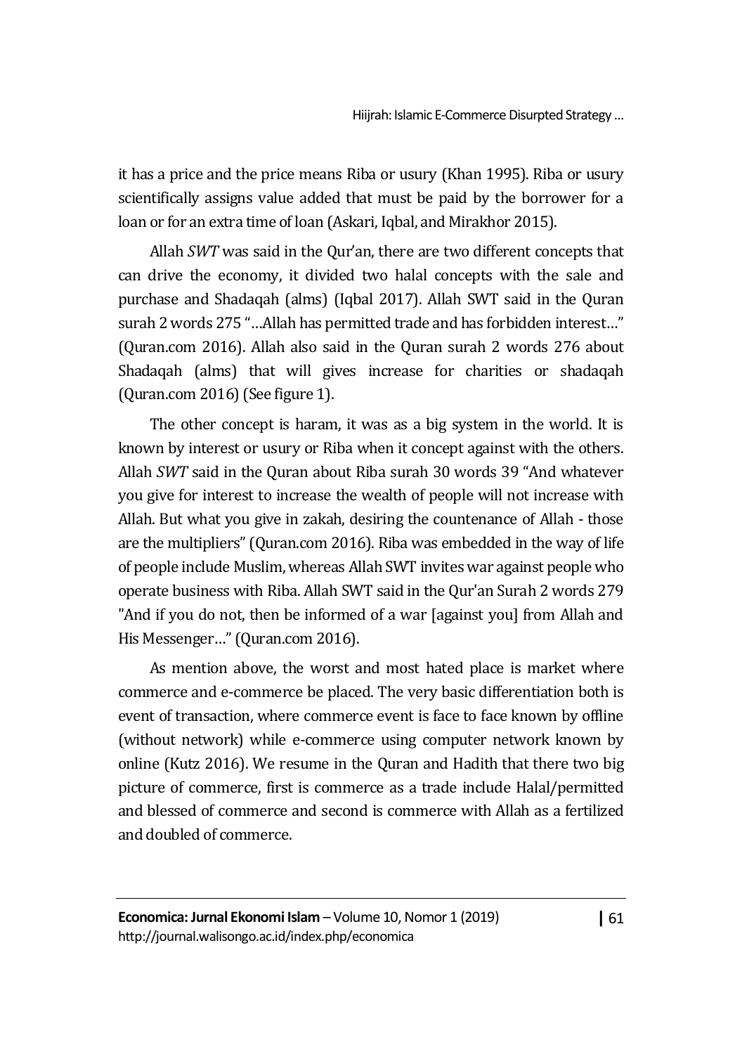it has a price and the price means Riba or usury (Khan 1995). Riba or usury scientifically assigns value added that must be paid by the borrower for a loan or for an extra time of loan (Askari, Iqbal, and Mirakhor 2015).

Allah *SWT* was said in the Qur'an, there are two different concepts that can drive the economy, it divided two halal concepts with the sale and purchase and Shadaqah (alms) (Iqbal 2017). Allah SWT said in the Quran surah 2 words 275 "…Allah has permitted trade and has forbidden interest…" (Quran.com 2016). Allah also said in the Quran surah 2 words 276 about Shadaqah (alms) that will gives increase for charities or shadaqah (Quran.com 2016) (See figure 1).

The other concept is haram, it was as a big system in the world. It is known by interest or usury or Riba when it concept against with the others. Allah *SWT* said in the Quran about Riba surah 30 words 39 "And whatever you give for interest to increase the wealth of people will not increase with Allah. But what you give in zakah, desiring the countenance of Allah - those are the multipliers" (Quran.com 2016). Riba was embedded in the way of life of people include Muslim, whereas Allah SWT invites war against people who operate business with Riba. Allah SWT said in the Qur'an Surah 2 words 279 "And if you do not, then be informed of a war [against you] from Allah and His Messenger…" (Quran.com 2016).

As mention above, the worst and most hated place is market where commerce and e-commerce be placed. The very basic differentiation both is event of transaction, where commerce event is face to face known by offline (without network) while e-commerce using computer network known by online (Kutz 2016). We resume in the Quran and Hadith that there two big picture of commerce, first is commerce as a trade include Halal/permitted and blessed of commerce and second is commerce with Allah as a fertilized and doubled of commerce.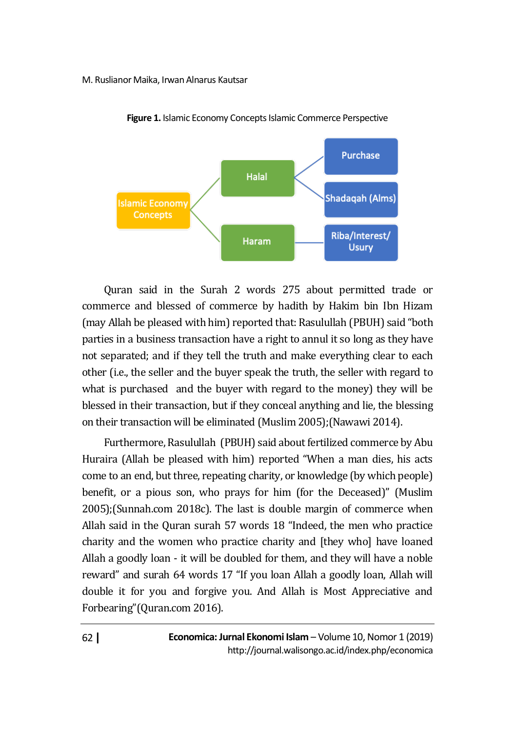**Figure 1.** Islamic Economy Concepts Islamic Commerce Perspective

Quran said in the Surah 2 words 275 about permitted trade or commerce and blessed of commerce by hadith by Hakim bin Ibn Hizam (may Allah be pleased with him) reported that: Rasulullah (PBUH) said "both parties in a business transaction have a right to annul it so long as they have not separated; and if they tell the truth and make everything clear to each other (i.e., the seller and the buyer speak the truth, the seller with regard to what is purchased and the buyer with regard to the money) they will be blessed in their transaction, but if they conceal anything and lie, the blessing on their transaction will be eliminated (Muslim 2005);(Nawawi 2014).

Furthermore, Rasulullah (PBUH) said about fertilized commerce by Abu Huraira (Allah be pleased with him) reported "When a man dies, his acts come to an end, but three, repeating charity, or knowledge (by which people) benefit, or a pious son, who prays for him (for the Deceased)" (Muslim 2005);(Sunnah.com 2018c). The last is double margin of commerce when Allah said in the Quran surah 57 words 18 "Indeed, the men who practice charity and the women who practice charity and [they who] have loaned Allah a goodly loan - it will be doubled for them, and they will have a noble reward" and surah 64 words 17 "If you loan Allah a goodly loan, Allah will double it for you and forgive you. And Allah is Most Appreciative and Forbearing"(Quran.com 2016).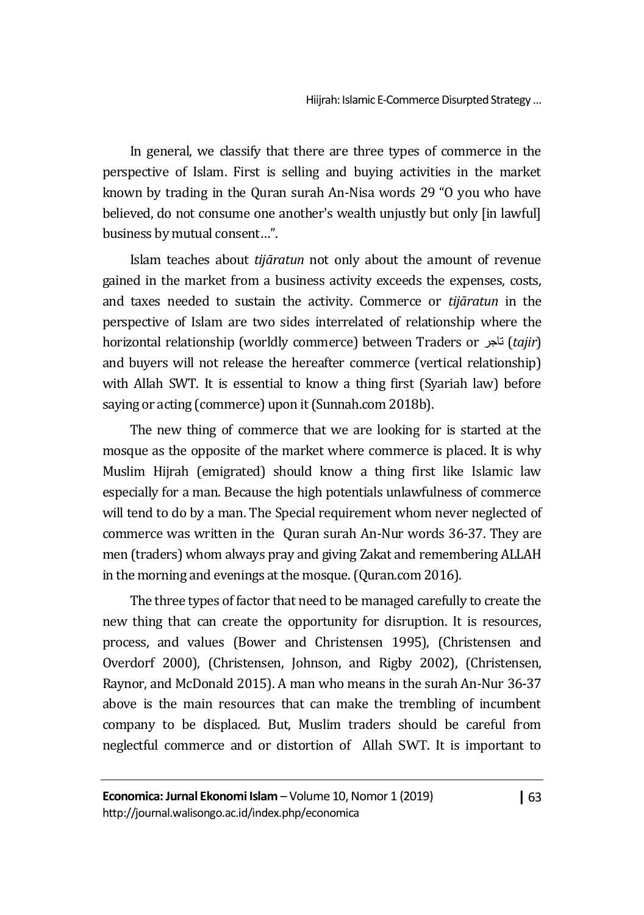In general, we classify that there are three types of commerce in the perspective of Islam. First is selling and buying activities in the market known by trading in the Quran surah An-Nisa words 29 "O you who have believed, do not consume one another's wealth unjustly but only [in lawful] business by mutual consent…".

Islam teaches about *tijāratun* not only about the amount of revenue gained in the market from a business activity exceeds the expenses, costs, and taxes needed to sustain the activity. Commerce or *tijāratun* in the perspective of Islam are two sides interrelated of relationship where the horizontal relationship (worldly commerce) between Traders or تاجر (*tajir*) and buyers will not release the hereafter commerce (vertical relationship) with Allah SWT. It is essential to know a thing first (Syariah law) before saying or acting (commerce) upon it (Sunnah.com 2018b).

The new thing of commerce that we are looking for is started at the mosque as the opposite of the market where commerce is placed. It is why Muslim Hijrah (emigrated) should know a thing first like Islamic law especially for a man. Because the high potentials unlawfulness of commerce will tend to do by a man. The Special requirement whom never neglected of commerce was written in the Quran surah An-Nur words 36-37. They are men (traders) whom always pray and giving Zakat and remembering ALLAH in the morning and evenings at the mosque. (Quran.com 2016).

The three types of factor that need to be managed carefully to create the new thing that can create the opportunity for disruption. It is resources, process, and values (Bower and Christensen 1995), (Christensen and Overdorf 2000), (Christensen, Johnson, and Rigby 2002), (Christensen, Raynor, and McDonald 2015). A man who means in the surah An-Nur 36-37 above is the main resources that can make the trembling of incumbent company to be displaced. But, Muslim traders should be careful from neglectful commerce and or distortion of Allah SWT. It is important to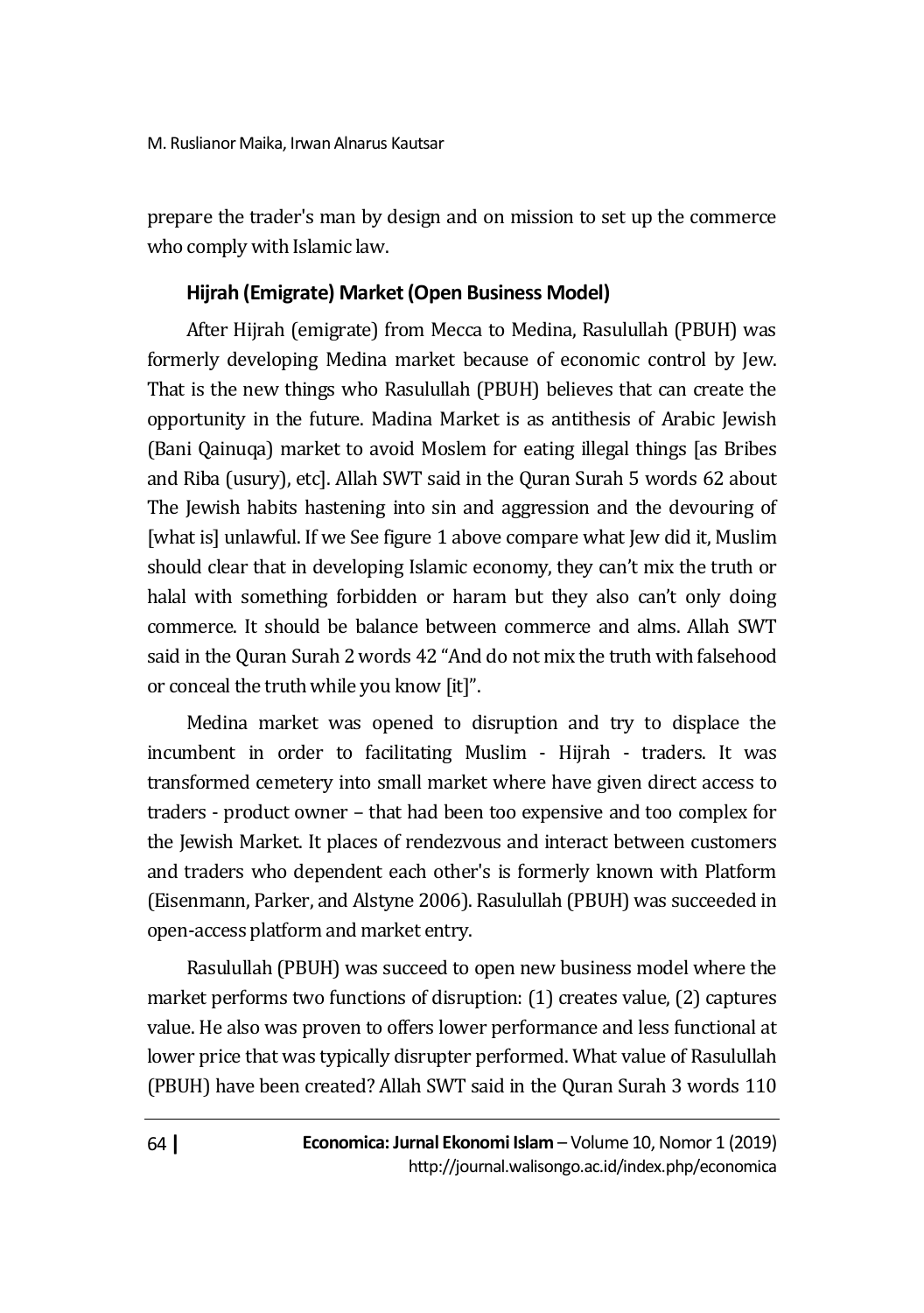prepare the trader's man by design and on mission to set up the commerce who comply with Islamic law.

### Hijrah (Emigrate) Market (Open Business Model)

After Hijrah (emigrate) from Mecca to Medina, Rasulullah (PBUH) was formerly developing Medina market because of economic control by Jew. That is the new things who Rasulullah (PBUH) believes that can create the opportunity in the future. Madina Market is as antithesis of Arabic Jewish (Bani Qainuqa) market to avoid Moslem for eating illegal things [as Bribes and Riba (usury), etc]. Allah SWT said in the Quran Surah 5 words 62 about The Jewish habits hastening into sin and aggression and the devouring of [what is] unlawful. If we See figure 1 above compare what Jew did it, Muslim should clear that in developing Islamic economy, they can't mix the truth or halal with something forbidden or haram but they also can't only doing commerce. It should be balance between commerce and alms. Allah SWT said in the Quran Surah 2 words 42 "And do not mix the truth with falsehood or conceal the truth while you know [it]".

Medina market was opened to disruption and try to displace the incumbent in order to facilitating Muslim - Hijrah - traders. It was transformed cemetery into small market where have given direct access to traders - product owner – that had been too expensive and too complex for the Jewish Market. It places of rendezvous and interact between customers and traders who dependent each other's is formerly known with Platform (Eisenmann, Parker, and Alstyne 2006). Rasulullah (PBUH) was succeeded in open-access platform and market entry.

Rasulullah (PBUH) was succeed to open new business model where the market performs two functions of disruption: (1) creates value, (2) captures value. He also was proven to offers lower performance and less functional at lower price that was typically disrupter performed. What value of Rasulullah (PBUH) have been created? Allah SWT said in the Quran Surah 3 words 110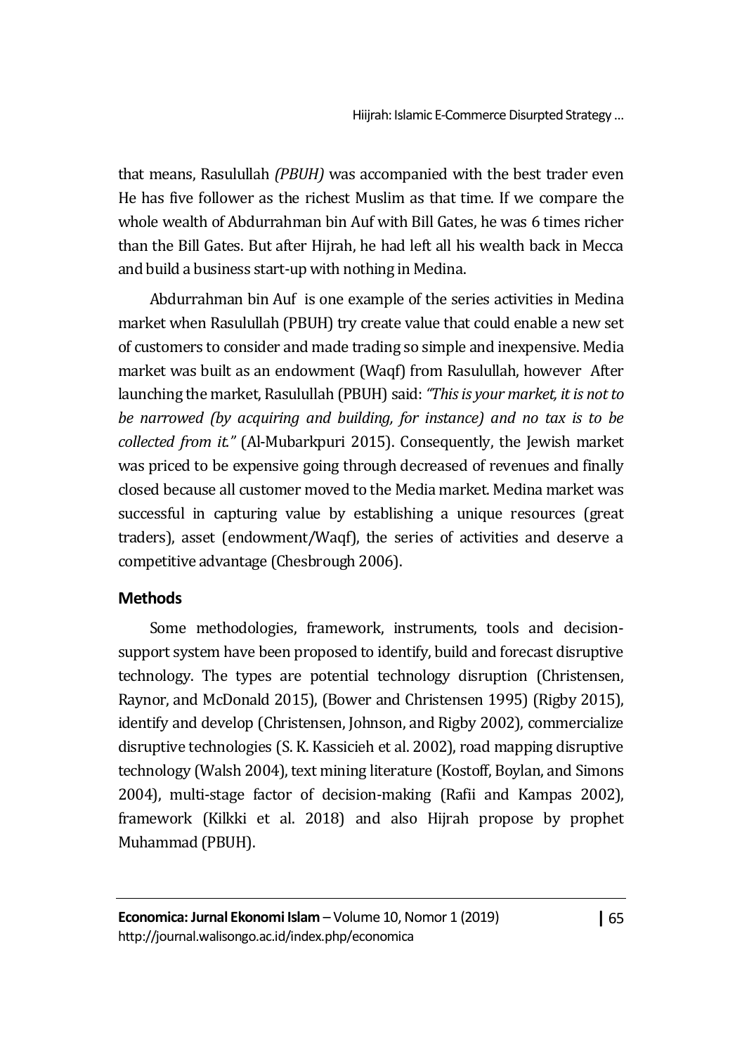that means, Rasulullah *(PBUH)* was accompanied with the best trader even He has five follower as the richest Muslim as that time. If we compare the whole wealth of Abdurrahman bin Auf with Bill Gates, he was 6 times richer than the Bill Gates. But after Hijrah, he had left all his wealth back in Mecca and build a business start-up with nothing in Medina.

Abdurrahman bin Auf is one example of the series activities in Medina market when Rasulullah (PBUH) try create value that could enable a new set of customers to consider and made trading so simple and inexpensive. Media market was built as an endowment (Waqf) from Rasulullah, however After launching the market, Rasulullah (PBUH) said: *"This is your market, it is not to be narrowed (by acquiring and building, for instance) and no tax is to be collected from it."* (Al-Mubarkpuri 2015). Consequently, the Jewish market was priced to be expensive going through decreased of revenues and finally closed because all customer moved to the Media market. Medina market was successful in capturing value by establishing a unique resources (great traders), asset (endowment/Waqf), the series of activities and deserve a competitive advantage (Chesbrough 2006).

## Methods

Some methodologies, framework, instruments, tools and decision-support system have been proposed to identify, build and forecast disruptive technology. The types are potential technology disruption (Christensen, Raynor, and McDonald 2015), (Bower and Christensen 1995) (Rigby 2015), identify and develop (Christensen, Johnson, and Rigby 2002), commercialize disruptive technologies (S. K. Kassicieh et al. 2002), road mapping disruptive technology (Walsh 2004), text mining literature (Kostoff, Boylan, and Simons 2004), multi-stage factor of decision-making (Rafii and Kampas 2002), framework (Kilkki et al. 2018) and also Hijrah propose by prophet Muhammad (PBUH).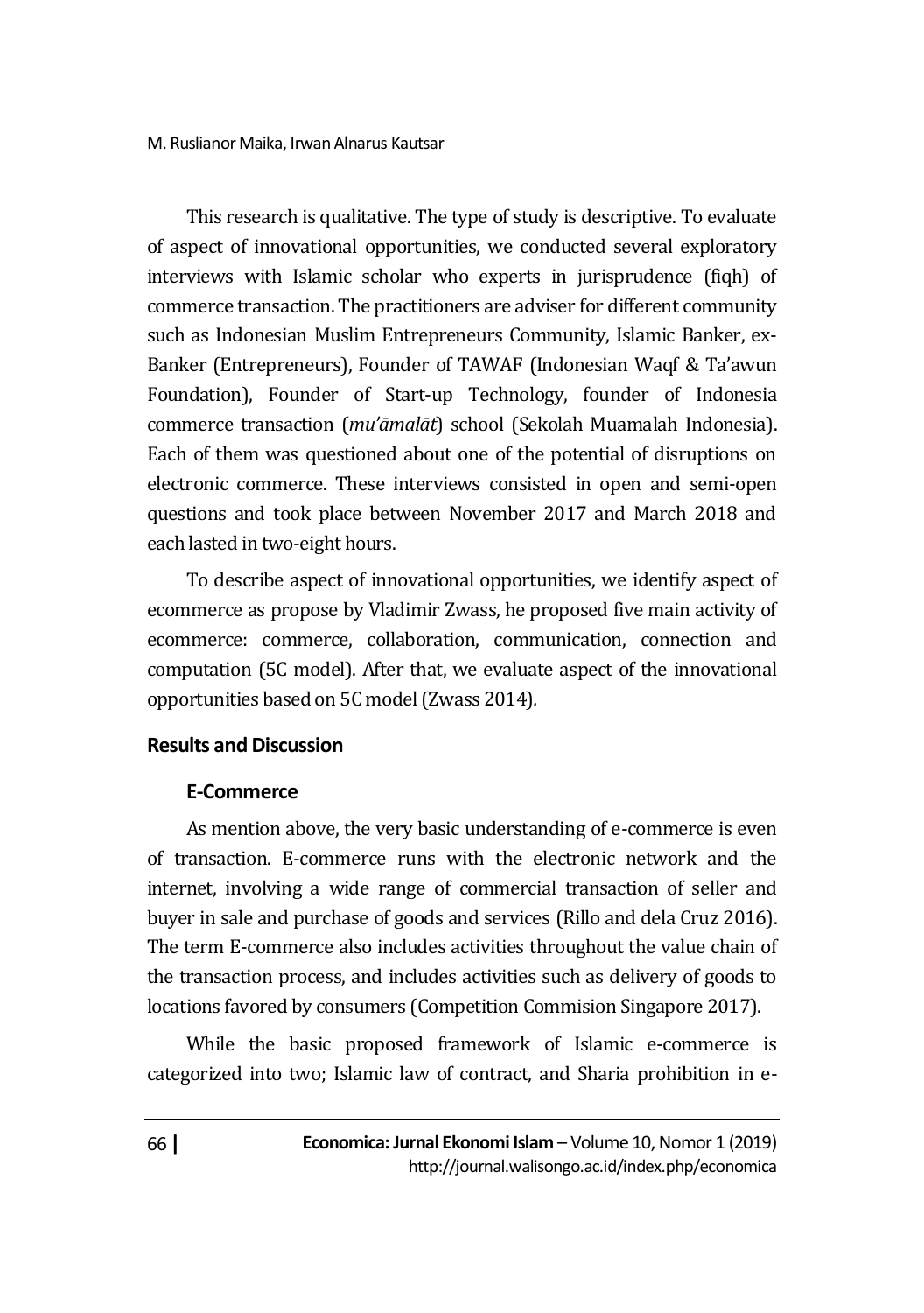This research is qualitative. The type of study is descriptive. To evaluate of aspect of innovational opportunities, we conducted several exploratory interviews with Islamic scholar who experts in jurisprudence (fiqh) of commerce transaction. The practitioners are adviser for different community such as Indonesian Muslim Entrepreneurs Community, Islamic Banker, ex-Banker (Entrepreneurs), Founder of TAWAF (Indonesian Waqf & Ta'awun Foundation), Founder of Start-up Technology, founder of Indonesia commerce transaction (*mu'āmalāt*) school (Sekolah Muamalah Indonesia). Each of them was questioned about one of the potential of disruptions on electronic commerce. These interviews consisted in open and semi-open questions and took place between November 2017 and March 2018 and each lasted in two-eight hours.

To describe aspect of innovational opportunities, we identify aspect of ecommerce as propose by Vladimir Zwass, he proposed five main activity of ecommerce: commerce, collaboration, communication, connection and computation (5C model). After that, we evaluate aspect of the innovational opportunities based on 5C model (Zwass 2014).

## Results and Discussion

### E-Commerce

As mention above, the very basic understanding of e-commerce is even of transaction. E-commerce runs with the electronic network and the internet, involving a wide range of commercial transaction of seller and buyer in sale and purchase of goods and services (Rillo and dela Cruz 2016). The term E-commerce also includes activities throughout the value chain of the transaction process, and includes activities such as delivery of goods to locations favored by consumers (Competition Commision Singapore 2017).

While the basic proposed framework of Islamic e-commerce is categorized into two; Islamic law of contract, and Sharia prohibition in e-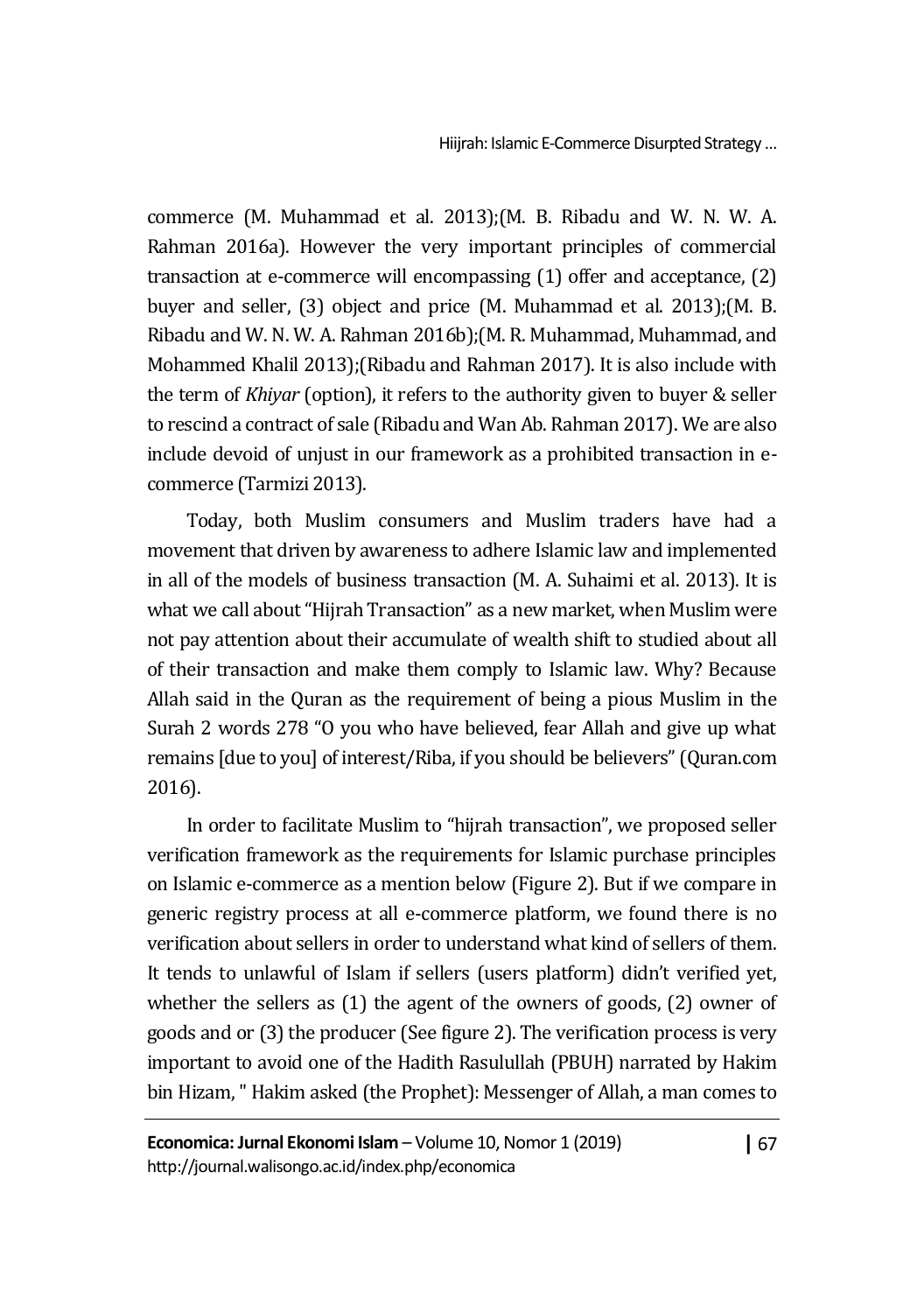commerce (M. Muhammad et al. 2013);(M. B. Ribadu and W. N. W. A. Rahman 2016a). However the very important principles of commercial transaction at e-commerce will encompassing (1) offer and acceptance, (2) buyer and seller, (3) object and price (M. Muhammad et al. 2013);(M. B. Ribadu and W. N. W. A. Rahman 2016b);(M. R. Muhammad, Muhammad, and Mohammed Khalil 2013);(Ribadu and Rahman 2017). It is also include with the term of *Khiyar* (option), it refers to the authority given to buyer & seller to rescind a contract of sale (Ribadu and Wan Ab. Rahman 2017). We are also include devoid of unjust in our framework as a prohibited transaction in e-commerce (Tarmizi 2013).

Today, both Muslim consumers and Muslim traders have had a movement that driven by awareness to adhere Islamic law and implemented in all of the models of business transaction (M. A. Suhaimi et al. 2013). It is what we call about "Hijrah Transaction" as a new market, when Muslim were not pay attention about their accumulate of wealth shift to studied about all of their transaction and make them comply to Islamic law. Why? Because Allah said in the Quran as the requirement of being a pious Muslim in the Surah 2 words 278 "O you who have believed, fear Allah and give up what remains [due to you] of interest/Riba, if you should be believers" (Quran.com 2016).

In order to facilitate Muslim to "hijrah transaction", we proposed seller verification framework as the requirements for Islamic purchase principles on Islamic e-commerce as a mention below (Figure 2). But if we compare in generic registry process at all e-commerce platform, we found there is no verification about sellers in order to understand what kind of sellers of them. It tends to unlawful of Islam if sellers (users platform) didn't verified yet, whether the sellers as (1) the agent of the owners of goods, (2) owner of goods and or (3) the producer (See figure 2). The verification process is very important to avoid one of the Hadith Rasulullah (PBUH) narrated by Hakim bin Hizam, " Hakim asked (the Prophet): Messenger of Allah, a man comes to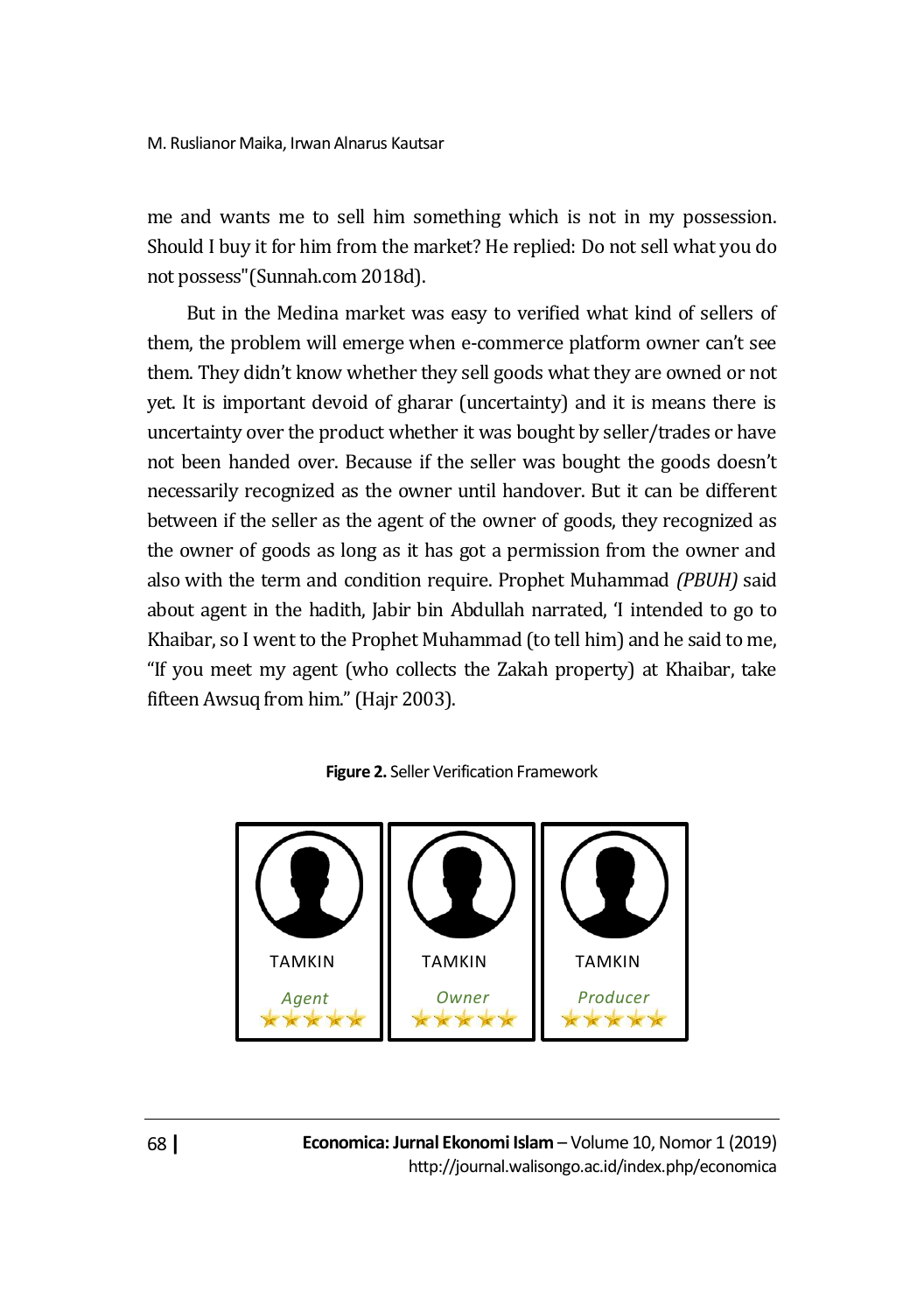me and wants me to sell him something which is not in my possession. Should I buy it for him from the market? He replied: Do not sell what you do not possess"(Sunnah.com 2018d).

But in the Medina market was easy to verified what kind of sellers of them, the problem will emerge when e-commerce platform owner can't see them. They didn't know whether they sell goods what they are owned or not yet. It is important devoid of gharar (uncertainty) and it is means there is uncertainty over the product whether it was bought by seller/trades or have not been handed over. Because if the seller was bought the goods doesn't necessarily recognized as the owner until handover. But it can be different between if the seller as the agent of the owner of goods, they recognized as the owner of goods as long as it has got a permission from the owner and also with the term and condition require. Prophet Muhammad *(PBUH)* said about agent in the hadith, Jabir bin Abdullah narrated, 'I intended to go to Khaibar, so I went to the Prophet Muhammad (to tell him) and he said to me, "If you meet my agent (who collects the Zakah property) at Khaibar, take fifteen Awsuq from him." (Hajr 2003).

**Figure 2.** Seller Verification Framework

TAMKIN *Agent* ★★★★★

TAMKIN *Owner* ★★★★★

TAMKIN *Producer* ★★★★★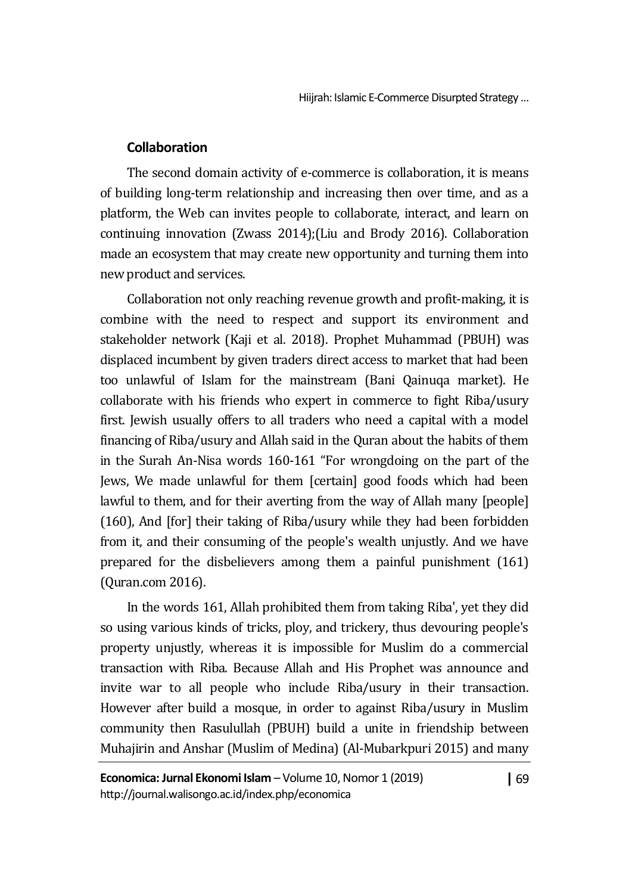### Collaboration

The second domain activity of e-commerce is collaboration, it is means of building long-term relationship and increasing then over time, and as a platform, the Web can invites people to collaborate, interact, and learn on continuing innovation (Zwass 2014);(Liu and Brody 2016). Collaboration made an ecosystem that may create new opportunity and turning them into new product and services.

Collaboration not only reaching revenue growth and profit-making, it is combine with the need to respect and support its environment and stakeholder network (Kaji et al. 2018). Prophet Muhammad (PBUH) was displaced incumbent by given traders direct access to market that had been too unlawful of Islam for the mainstream (Bani Qainuqa market). He collaborate with his friends who expert in commerce to fight Riba/usury first. Jewish usually offers to all traders who need a capital with a model financing of Riba/usury and Allah said in the Quran about the habits of them in the Surah An-Nisa words 160-161 "For wrongdoing on the part of the Jews, We made unlawful for them [certain] good foods which had been lawful to them, and for their averting from the way of Allah many [people] (160), And [for] their taking of Riba/usury while they had been forbidden from it, and their consuming of the people's wealth unjustly. And we have prepared for the disbelievers among them a painful punishment (161) (Quran.com 2016).

In the words 161, Allah prohibited them from taking Riba', yet they did so using various kinds of tricks, ploy, and trickery, thus devouring people's property unjustly, whereas it is impossible for Muslim do a commercial transaction with Riba. Because Allah and His Prophet was announce and invite war to all people who include Riba/usury in their transaction. However after build a mosque, in order to against Riba/usury in Muslim community then Rasulullah (PBUH) build a unite in friendship between Muhajirin and Anshar (Muslim of Medina) (Al-Mubarkpuri 2015) and many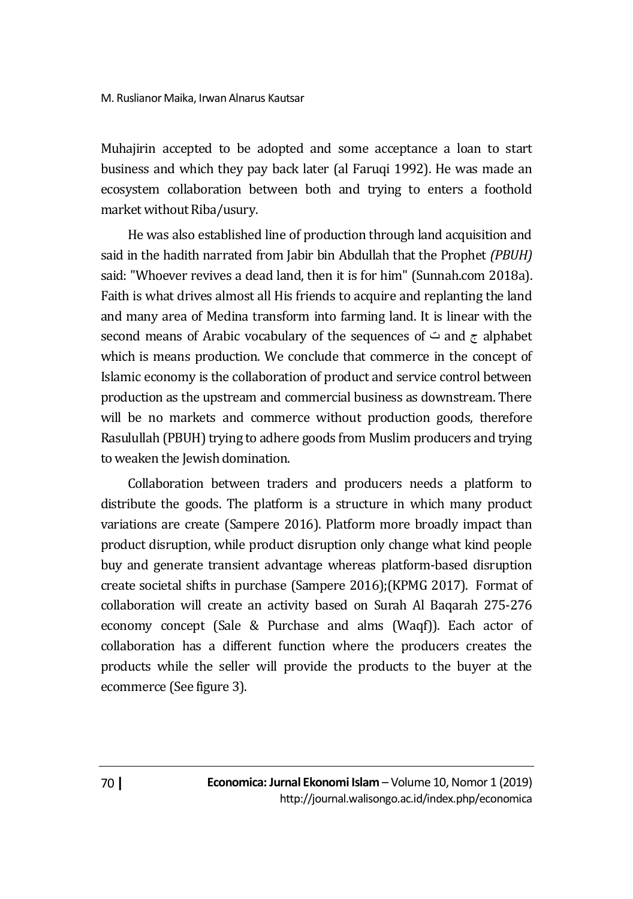Muhajirin accepted to be adopted and some acceptance a loan to start business and which they pay back later (al Faruqi 1992). He was made an ecosystem collaboration between both and trying to enters a foothold market without Riba/usury.

He was also established line of production through land acquisition and said in the hadith narrated from Jabir bin Abdullah that the Prophet *(PBUH)* said: "Whoever revives a dead land, then it is for him" (Sunnah.com 2018a). Faith is what drives almost all His friends to acquire and replanting the land and many area of Medina transform into farming land. It is linear with the second means of Arabic vocabulary of the sequences of ت and ج alphabet which is means production. We conclude that commerce in the concept of Islamic economy is the collaboration of product and service control between production as the upstream and commercial business as downstream. There will be no markets and commerce without production goods, therefore Rasulullah (PBUH) trying to adhere goods from Muslim producers and trying to weaken the Jewish domination.

Collaboration between traders and producers needs a platform to distribute the goods. The platform is a structure in which many product variations are create (Sampere 2016). Platform more broadly impact than product disruption, while product disruption only change what kind people buy and generate transient advantage whereas platform-based disruption create societal shifts in purchase (Sampere 2016);(KPMG 2017). Format of collaboration will create an activity based on Surah Al Baqarah 275-276 economy concept (Sale & Purchase and alms (Waqf)). Each actor of collaboration has a different function where the producers creates the products while the seller will provide the products to the buyer at the ecommerce (See figure 3).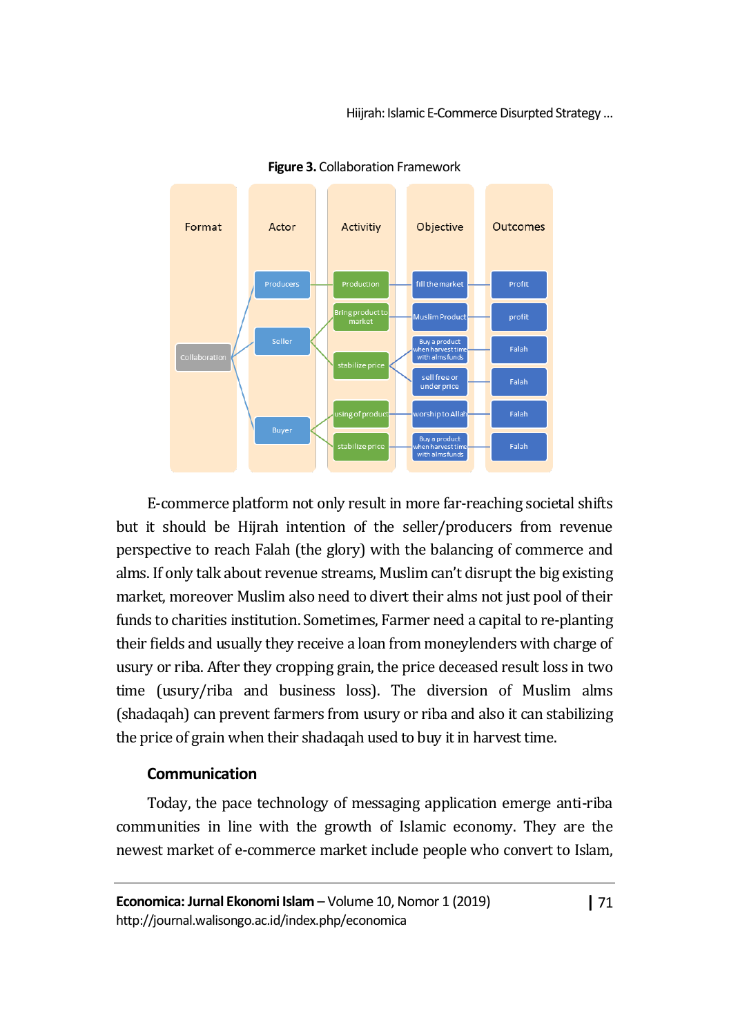**Figure 3.** Collaboration Framework

| Format | Actor | Activitiy | Objective | Outcomes |
|---|---|---|---|---|
| Collaboration | Producers | Production | fill the market | Profit |
| | Seller | Bring product to market | Muslim Product | profit |
| | | stabilize price | Buy a product when harvest time with alms funds | Falah |
| | | | sell free or under price | Falah |
| | Buyer | using of product | worship to Allah | Falah |
| | | stabilize price | Buy a product when harvest time with alms funds | Falah |

E-commerce platform not only result in more far-reaching societal shifts but it should be Hijrah intention of the seller/producers from revenue perspective to reach Falah (the glory) with the balancing of commerce and alms. If only talk about revenue streams, Muslim can't disrupt the big existing market, moreover Muslim also need to divert their alms not just pool of their funds to charities institution. Sometimes, Farmer need a capital to re-planting their fields and usually they receive a loan from moneylenders with charge of usury or riba. After they cropping grain, the price deceased result loss in two time (usury/riba and business loss). The diversion of Muslim alms (shadaqah) can prevent farmers from usury or riba and also it can stabilizing the price of grain when their shadaqah used to buy it in harvest time.

### Communication

Today, the pace technology of messaging application emerge anti-riba communities in line with the growth of Islamic economy. They are the newest market of e-commerce market include people who convert to Islam,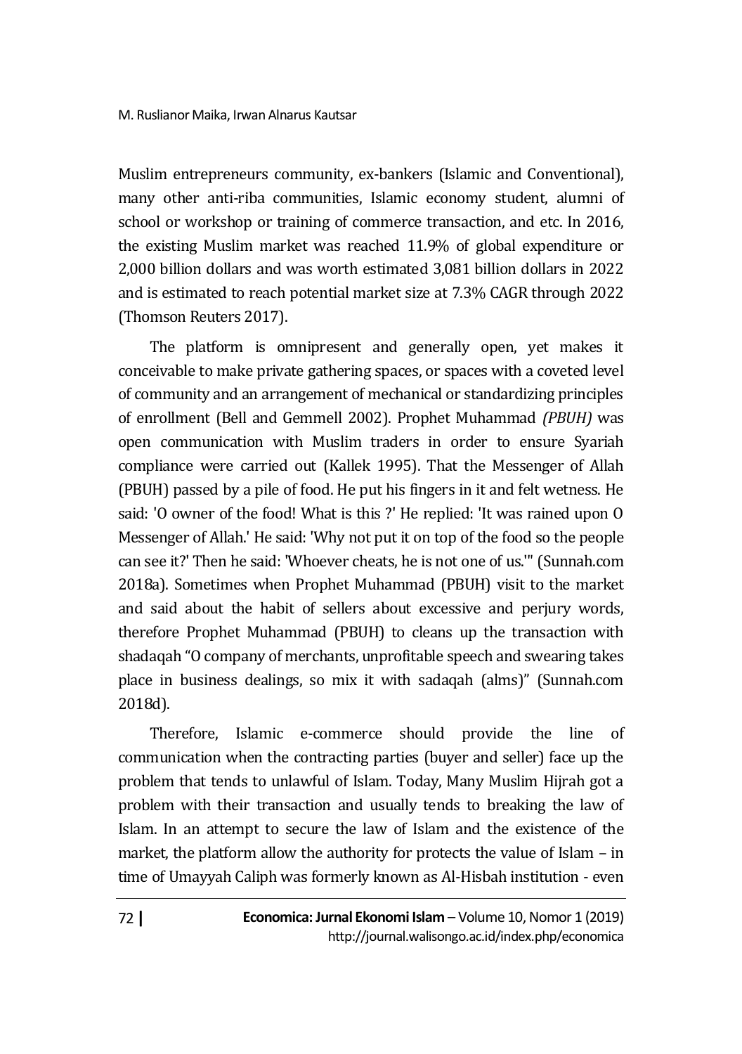Muslim entrepreneurs community, ex-bankers (Islamic and Conventional), many other anti-riba communities, Islamic economy student, alumni of school or workshop or training of commerce transaction, and etc. In 2016, the existing Muslim market was reached 11.9% of global expenditure or 2,000 billion dollars and was worth estimated 3,081 billion dollars in 2022 and is estimated to reach potential market size at 7.3% CAGR through 2022 (Thomson Reuters 2017).

The platform is omnipresent and generally open, yet makes it conceivable to make private gathering spaces, or spaces with a coveted level of community and an arrangement of mechanical or standardizing principles of enrollment (Bell and Gemmell 2002). Prophet Muhammad *(PBUH)* was open communication with Muslim traders in order to ensure Syariah compliance were carried out (Kallek 1995). That the Messenger of Allah (PBUH) passed by a pile of food. He put his fingers in it and felt wetness. He said: 'O owner of the food! What is this ?' He replied: 'It was rained upon O Messenger of Allah.' He said: 'Why not put it on top of the food so the people can see it?' Then he said: 'Whoever cheats, he is not one of us.'" (Sunnah.com 2018a). Sometimes when Prophet Muhammad (PBUH) visit to the market and said about the habit of sellers about excessive and perjury words, therefore Prophet Muhammad (PBUH) to cleans up the transaction with shadaqah "O company of merchants, unprofitable speech and swearing takes place in business dealings, so mix it with sadaqah (alms)" (Sunnah.com 2018d).

Therefore, Islamic e-commerce should provide the line of communication when the contracting parties (buyer and seller) face up the problem that tends to unlawful of Islam. Today, Many Muslim Hijrah got a problem with their transaction and usually tends to breaking the law of Islam. In an attempt to secure the law of Islam and the existence of the market, the platform allow the authority for protects the value of Islam – in time of Umayyah Caliph was formerly known as Al-Hisbah institution - even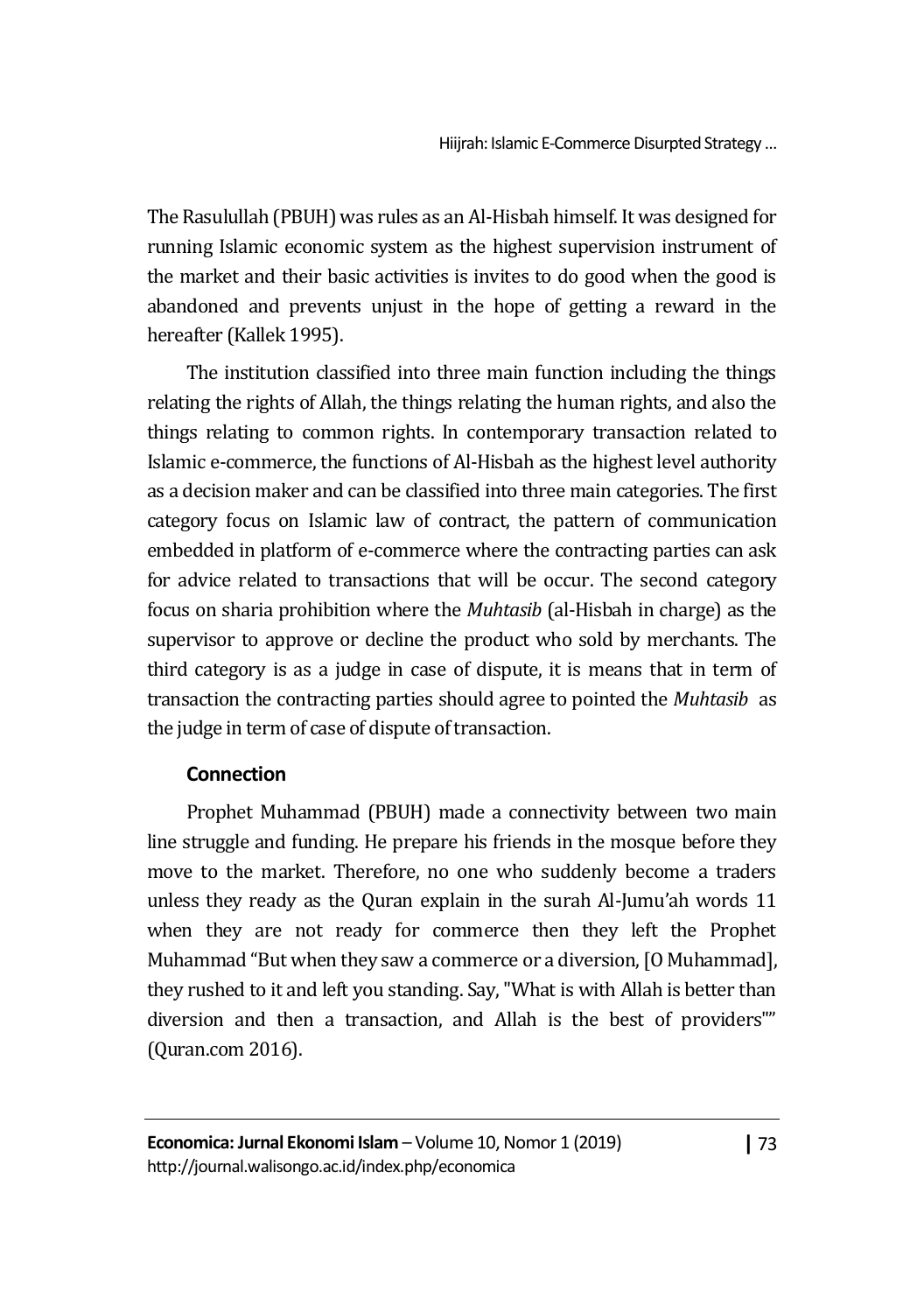The Rasulullah (PBUH) was rules as an Al-Hisbah himself. It was designed for running Islamic economic system as the highest supervision instrument of the market and their basic activities is invites to do good when the good is abandoned and prevents unjust in the hope of getting a reward in the hereafter (Kallek 1995).

The institution classified into three main function including the things relating the rights of Allah, the things relating the human rights, and also the things relating to common rights. In contemporary transaction related to Islamic e-commerce, the functions of Al-Hisbah as the highest level authority as a decision maker and can be classified into three main categories. The first category focus on Islamic law of contract, the pattern of communication embedded in platform of e-commerce where the contracting parties can ask for advice related to transactions that will be occur. The second category focus on sharia prohibition where the *Muhtasib* (al-Hisbah in charge) as the supervisor to approve or decline the product who sold by merchants. The third category is as a judge in case of dispute, it is means that in term of transaction the contracting parties should agree to pointed the *Muhtasib* as the judge in term of case of dispute of transaction.

### Connection

Prophet Muhammad (PBUH) made a connectivity between two main line struggle and funding. He prepare his friends in the mosque before they move to the market. Therefore, no one who suddenly become a traders unless they ready as the Quran explain in the surah Al-Jumu'ah words 11 when they are not ready for commerce then they left the Prophet Muhammad "But when they saw a commerce or a diversion, [O Muhammad], they rushed to it and left you standing. Say, "What is with Allah is better than diversion and then a transaction, and Allah is the best of providers"" (Quran.com 2016).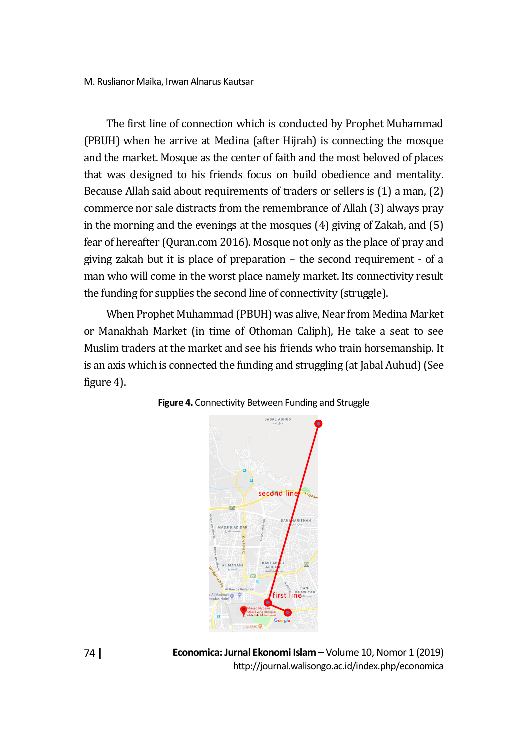The first line of connection which is conducted by Prophet Muhammad (PBUH) when he arrive at Medina (after Hijrah) is connecting the mosque and the market. Mosque as the center of faith and the most beloved of places that was designed to his friends focus on build obedience and mentality. Because Allah said about requirements of traders or sellers is (1) a man, (2) commerce nor sale distracts from the remembrance of Allah (3) always pray in the morning and the evenings at the mosques (4) giving of Zakah, and (5) fear of hereafter (Quran.com 2016). Mosque not only as the place of pray and giving zakah but it is place of preparation – the second requirement - of a man who will come in the worst place namely market. Its connectivity result the funding for supplies the second line of connectivity (struggle).

When Prophet Muhammad (PBUH) was alive, Near from Medina Market or Manakhah Market (in time of Othoman Caliph), He take a seat to see Muslim traders at the market and see his friends who train horsemanship. It is an axis which is connected the funding and struggling (at Jabal Auhud) (See figure 4).

**Figure 4.** Connectivity Between Funding and Struggle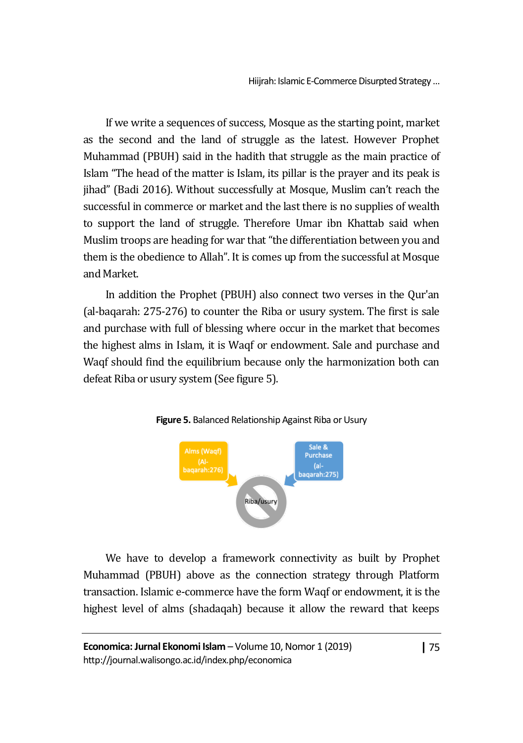If we write a sequences of success, Mosque as the starting point, market as the second and the land of struggle as the latest. However Prophet Muhammad (PBUH) said in the hadith that struggle as the main practice of Islam "The head of the matter is Islam, its pillar is the prayer and its peak is jihad" (Badi 2016). Without successfully at Mosque, Muslim can't reach the successful in commerce or market and the last there is no supplies of wealth to support the land of struggle. Therefore Umar ibn Khattab said when Muslim troops are heading for war that "the differentiation between you and them is the obedience to Allah". It is comes up from the successful at Mosque and Market.

In addition the Prophet (PBUH) also connect two verses in the Qur'an (al-baqarah: 275-276) to counter the Riba or usury system. The first is sale and purchase with full of blessing where occur in the market that becomes the highest alms in Islam, it is Waqf or endowment. Sale and purchase and Waqf should find the equilibrium because only the harmonization both can defeat Riba or usury system (See figure 5).

**Figure 5.** Balanced Relationship Against Riba or Usury

Alms (Waqf) (Al-baqarah:276) → Riba/usury ← Sale & Purchase (al-baqarah:275)

We have to develop a framework connectivity as built by Prophet Muhammad (PBUH) above as the connection strategy through Platform transaction. Islamic e-commerce have the form Waqf or endowment, it is the highest level of alms (shadaqah) because it allow the reward that keeps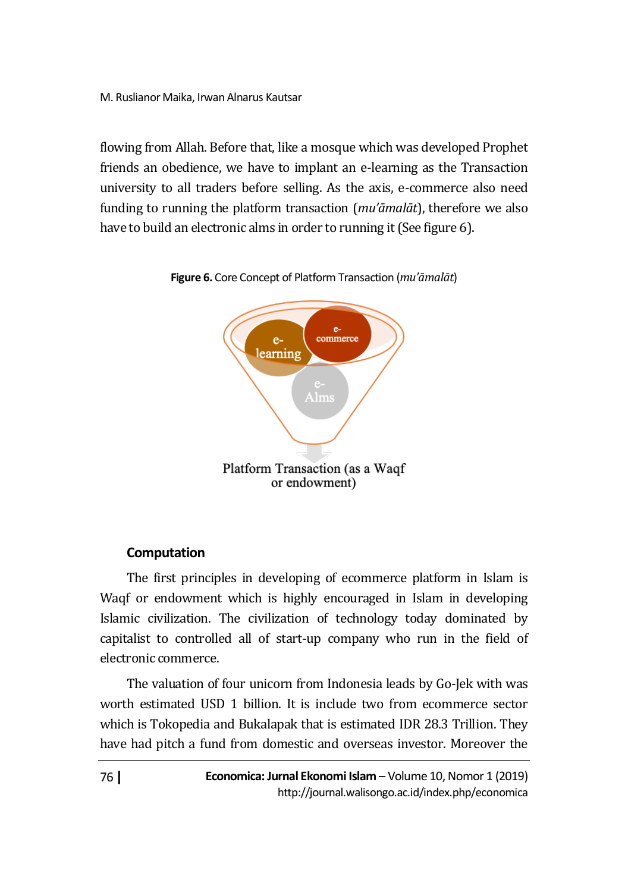flowing from Allah. Before that, like a mosque which was developed Prophet friends an obedience, we have to implant an e-learning as the Transaction university to all traders before selling. As the axis, e-commerce also need funding to running the platform transaction (*mu'āmalāt*), therefore we also have to build an electronic alms in order to running it (See figure 6).

**Figure 6.** Core Concept of Platform Transaction (*mu'āmalāt*)

e-learning

e-commerce

e-Alms

Platform Transaction (as a Waqf or endowment)

### Computation

The first principles in developing of ecommerce platform in Islam is Waqf or endowment which is highly encouraged in Islam in developing Islamic civilization. The civilization of technology today dominated by capitalist to controlled all of start-up company who run in the field of electronic commerce.

The valuation of four unicorn from Indonesia leads by Go-Jek with was worth estimated USD 1 billion. It is include two from ecommerce sector which is Tokopedia and Bukalapak that is estimated IDR 28.3 Trillion. They have had pitch a fund from domestic and overseas investor. Moreover the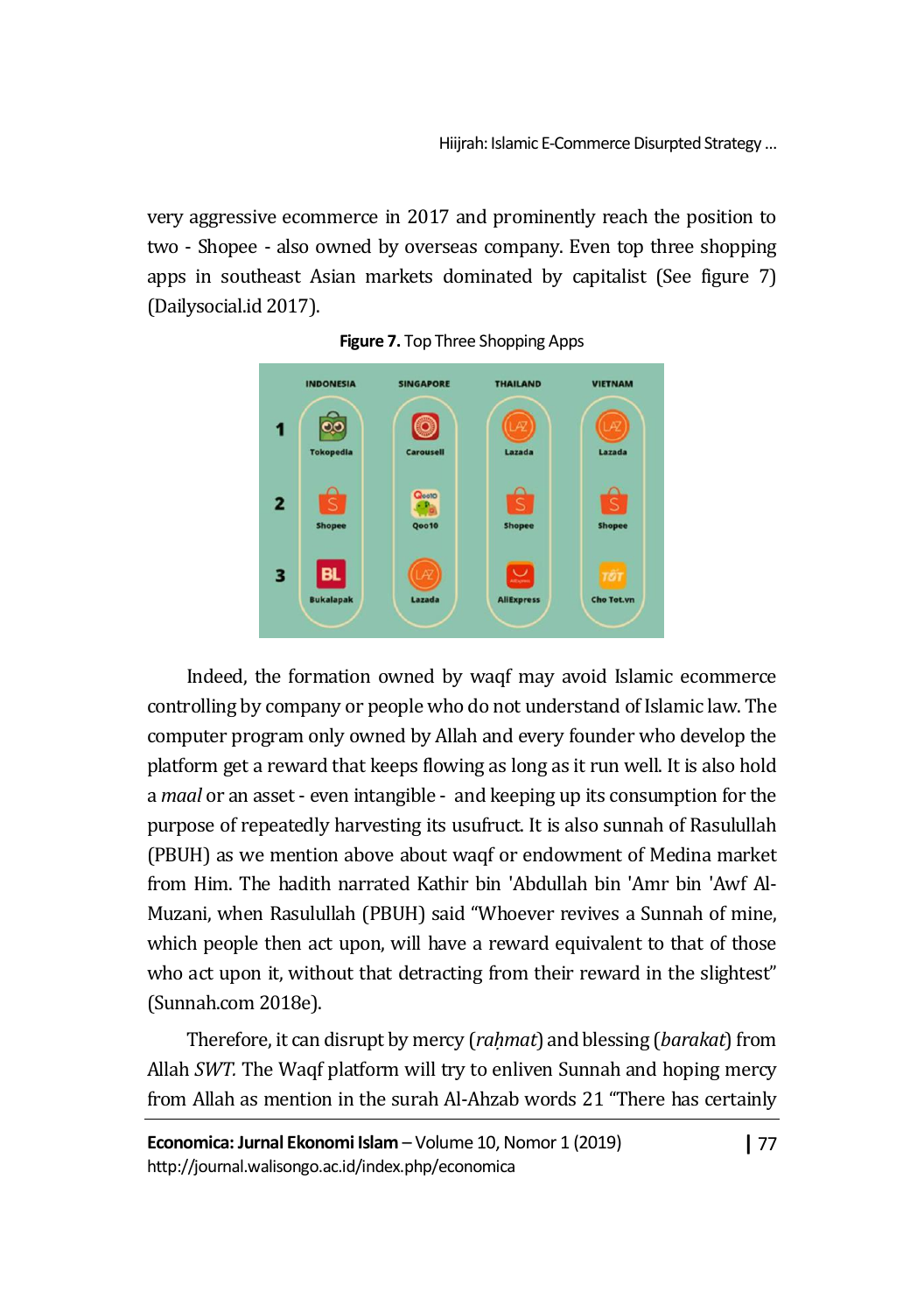very aggressive ecommerce in 2017 and prominently reach the position to two - Shopee - also owned by overseas company. Even top three shopping apps in southeast Asian markets dominated by capitalist (See figure 7) (Dailysocial.id 2017).

**Figure 7.** Top Three Shopping Apps

| | INDONESIA | SINGAPORE | THAILAND | VIETNAM |
|---|---|---|---|---|
| 1 | Tokopedia | Carousell | Lazada | Lazada |
| 2 | Shopee | Qoo10 | Shopee | Shopee |
| 3 | Bukalapak | Lazada | AliExpress | Cho Tot.vn |

Indeed, the formation owned by waqf may avoid Islamic ecommerce controlling by company or people who do not understand of Islamic law. The computer program only owned by Allah and every founder who develop the platform get a reward that keeps flowing as long as it run well. It is also hold a *maal* or an asset - even intangible - and keeping up its consumption for the purpose of repeatedly harvesting its usufruct. It is also sunnah of Rasulullah (PBUH) as we mention above about waqf or endowment of Medina market from Him. The hadith narrated Kathir bin 'Abdullah bin 'Amr bin 'Awf Al-Muzani, when Rasulullah (PBUH) said "Whoever revives a Sunnah of mine, which people then act upon, will have a reward equivalent to that of those who act upon it, without that detracting from their reward in the slightest" (Sunnah.com 2018e).

Therefore, it can disrupt by mercy (*raḥmat*) and blessing (*barakat*) from Allah *SWT.* The Waqf platform will try to enliven Sunnah and hoping mercy from Allah as mention in the surah Al-Ahzab words 21 "There has certainly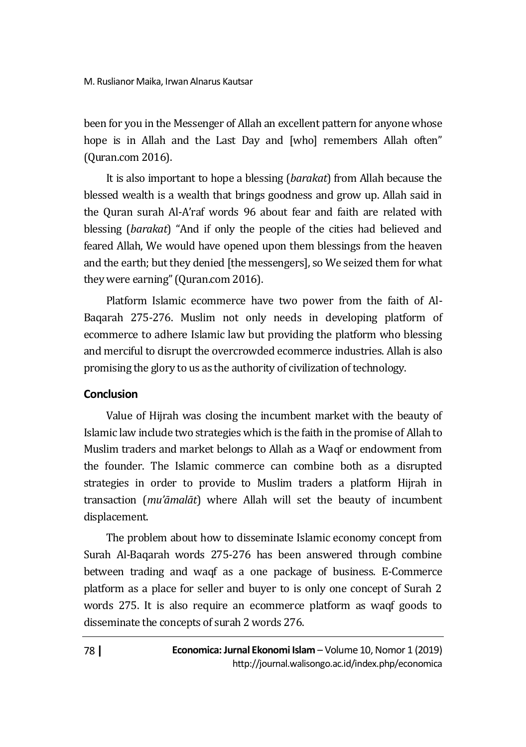been for you in the Messenger of Allah an excellent pattern for anyone whose hope is in Allah and the Last Day and [who] remembers Allah often" (Quran.com 2016).

It is also important to hope a blessing (*barakat*) from Allah because the blessed wealth is a wealth that brings goodness and grow up. Allah said in the Quran surah Al-A'raf words 96 about fear and faith are related with blessing (*barakat*) "And if only the people of the cities had believed and feared Allah, We would have opened upon them blessings from the heaven and the earth; but they denied [the messengers], so We seized them for what they were earning" (Quran.com 2016).

Platform Islamic ecommerce have two power from the faith of Al-Baqarah 275-276. Muslim not only needs in developing platform of ecommerce to adhere Islamic law but providing the platform who blessing and merciful to disrupt the overcrowded ecommerce industries. Allah is also promising the glory to us as the authority of civilization of technology.

## Conclusion

Value of Hijrah was closing the incumbent market with the beauty of Islamic law include two strategies which is the faith in the promise of Allah to Muslim traders and market belongs to Allah as a Waqf or endowment from the founder. The Islamic commerce can combine both as a disrupted strategies in order to provide to Muslim traders a platform Hijrah in transaction (*mu'āmalāt*) where Allah will set the beauty of incumbent displacement.

The problem about how to disseminate Islamic economy concept from Surah Al-Baqarah words 275-276 has been answered through combine between trading and waqf as a one package of business. E-Commerce platform as a place for seller and buyer to is only one concept of Surah 2 words 275. It is also require an ecommerce platform as waqf goods to disseminate the concepts of surah 2 words 276.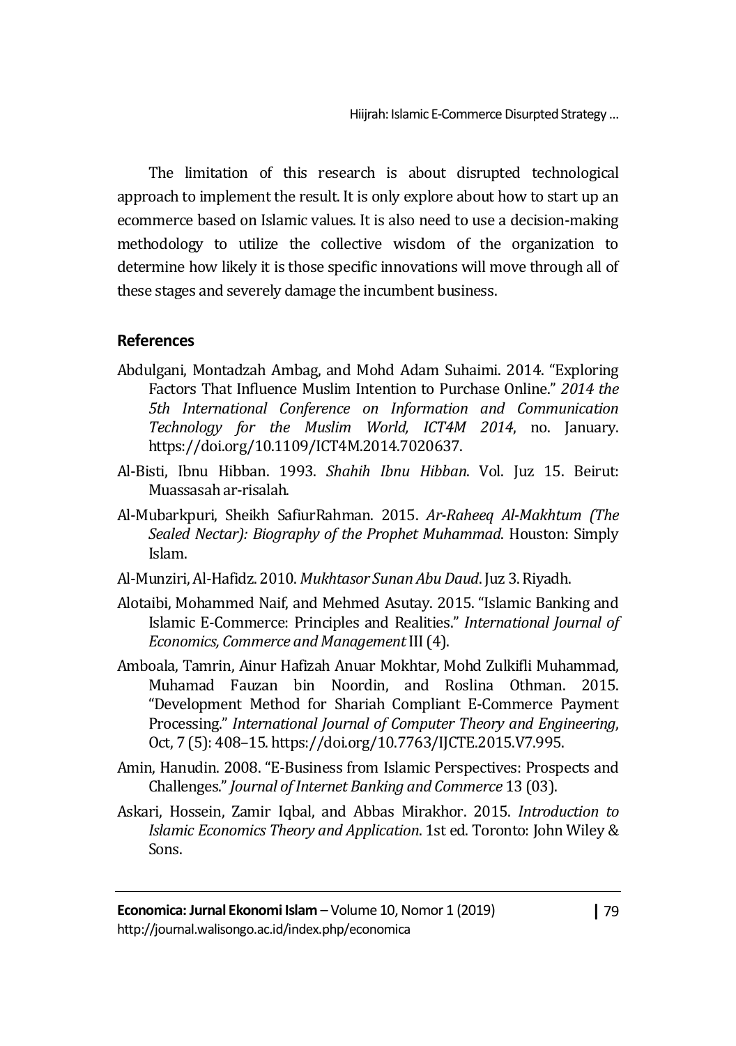The limitation of this research is about disrupted technological approach to implement the result. It is only explore about how to start up an ecommerce based on Islamic values. It is also need to use a decision-making methodology to utilize the collective wisdom of the organization to determine how likely it is those specific innovations will move through all of these stages and severely damage the incumbent business.

## References

Abdulgani, Montadzah Ambag, and Mohd Adam Suhaimi. 2014. "Exploring Factors That Influence Muslim Intention to Purchase Online." *2014 the 5th International Conference on Information and Communication Technology for the Muslim World, ICT4M 2014*, no. January. https://doi.org/10.1109/ICT4M.2014.7020637.

Al-Bisti, Ibnu Hibban. 1993. *Shahih Ibnu Hibban*. Vol. Juz 15. Beirut: Muassasah ar-risalah.

Al-Mubarkpuri, Sheikh SafiurRahman. 2015. *Ar-Raheeq Al-Makhtum (The Sealed Nectar): Biography of the Prophet Muhammad*. Houston: Simply Islam.

Al-Munziri, Al-Hafidz. 2010. *Mukhtasor Sunan Abu Daud*. Juz 3. Riyadh.

Alotaibi, Mohammed Naif, and Mehmed Asutay. 2015. "Islamic Banking and Islamic E-Commerce: Principles and Realities." *International Journal of Economics, Commerce and Management* III (4).

Amboala, Tamrin, Ainur Hafizah Anuar Mokhtar, Mohd Zulkifli Muhammad, Muhamad Fauzan bin Noordin, and Roslina Othman. 2015. "Development Method for Shariah Compliant E-Commerce Payment Processing." *International Journal of Computer Theory and Engineering*, Oct, 7 (5): 408–15. https://doi.org/10.7763/IJCTE.2015.V7.995.

Amin, Hanudin. 2008. "E-Business from Islamic Perspectives: Prospects and Challenges." *Journal of Internet Banking and Commerce* 13 (03).

Askari, Hossein, Zamir Iqbal, and Abbas Mirakhor. 2015. *Introduction to Islamic Economics Theory and Application*. 1st ed. Toronto: John Wiley & Sons.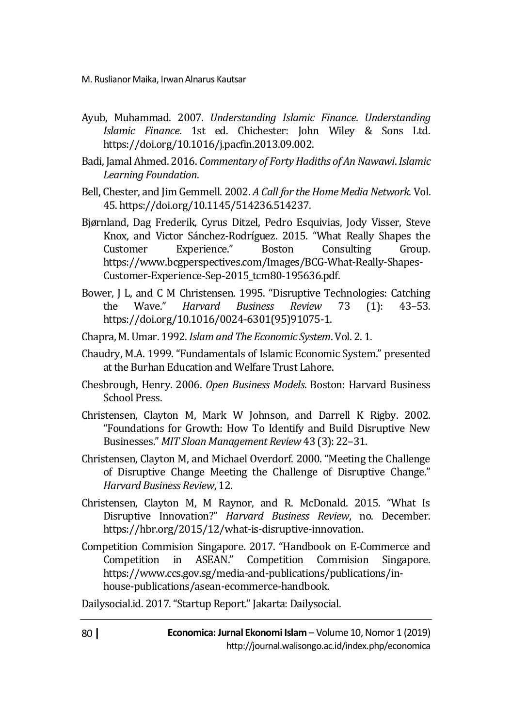Ayub, Muhammad. 2007. *Understanding Islamic Finance*. *Understanding Islamic Finance*. 1st ed. Chichester: John Wiley & Sons Ltd. https://doi.org/10.1016/j.pacfin.2013.09.002.

Badi, Jamal Ahmed. 2016. *Commentary of Forty Hadiths of An Nawawi*. *Islamic Learning Foundation*.

Bell, Chester, and Jim Gemmell. 2002. *A Call for the Home Media Network*. Vol. 45. https://doi.org/10.1145/514236.514237.

Bjørnland, Dag Frederik, Cyrus Ditzel, Pedro Esquivias, Jody Visser, Steve Knox, and Victor Sánchez-Rodríguez. 2015. "What Really Shapes the Customer Experience." Boston Consulting Group. https://www.bcgperspectives.com/Images/BCG-What-Really-Shapes-Customer-Experience-Sep-2015_tcm80-195636.pdf.

Bower, J L, and C M Christensen. 1995. "Disruptive Technologies: Catching the Wave." *Harvard Business Review* 73 (1): 43–53. https://doi.org/10.1016/0024-6301(95)91075-1.

Chapra, M. Umar. 1992. *Islam and The Economic System*. Vol. 2. 1.

Chaudry, M.A. 1999. "Fundamentals of Islamic Economic System." presented at the Burhan Education and Welfare Trust Lahore.

Chesbrough, Henry. 2006. *Open Business Models*. Boston: Harvard Business School Press.

Christensen, Clayton M, Mark W Johnson, and Darrell K Rigby. 2002. "Foundations for Growth: How To Identify and Build Disruptive New Businesses." *MIT Sloan Management Review* 43 (3): 22–31.

Christensen, Clayton M, and Michael Overdorf. 2000. "Meeting the Challenge of Disruptive Change Meeting the Challenge of Disruptive Change." *Harvard Business Review*, 12.

Christensen, Clayton M, M Raynor, and R. McDonald. 2015. "What Is Disruptive Innovation?" *Harvard Business Review*, no. December. https://hbr.org/2015/12/what-is-disruptive-innovation.

Competition Commision Singapore. 2017. "Handbook on E-Commerce and Competition in ASEAN." Competition Commision Singapore. https://www.ccs.gov.sg/media-and-publications/publications/in-house-publications/asean-ecommerce-handbook.

Dailysocial.id. 2017. "Startup Report." Jakarta: Dailysocial.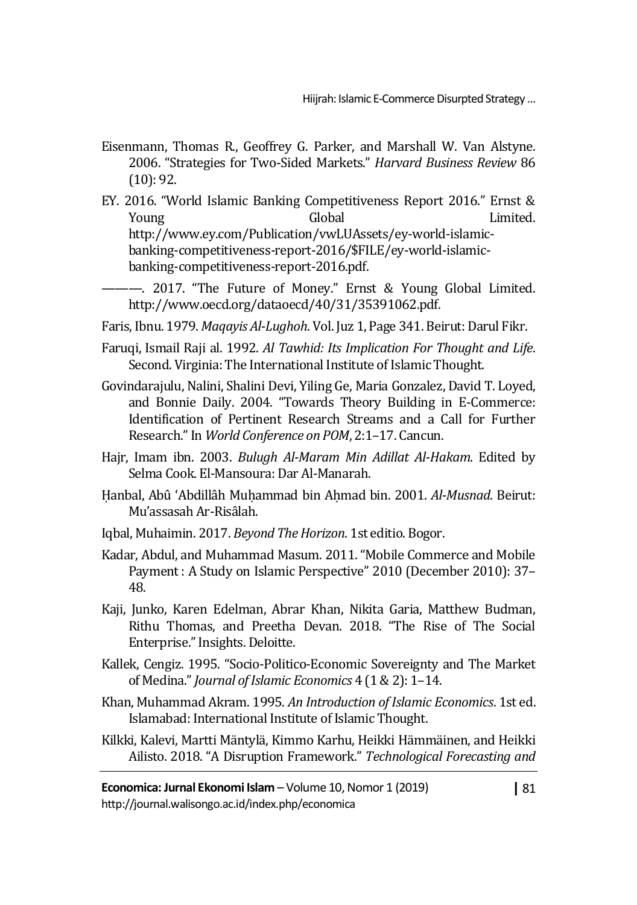Eisenmann, Thomas R., Geoffrey G. Parker, and Marshall W. Van Alstyne. 2006. "Strategies for Two-Sided Markets." *Harvard Business Review* 86 (10): 92.

EY. 2016. "World Islamic Banking Competitiveness Report 2016." Ernst & Young Global Limited. http://www.ey.com/Publication/vwLUAssets/ey-world-islamic-banking-competitiveness-report-2016/$FILE/ey-world-islamic-banking-competitiveness-report-2016.pdf.

———. 2017. "The Future of Money." Ernst & Young Global Limited. http://www.oecd.org/dataoecd/40/31/35391062.pdf.

Faris, Ibnu. 1979. *Maqayis Al-Lughoh*. Vol. Juz 1, Page 341. Beirut: Darul Fikr.

Faruqi, Ismail Raji al. 1992. *Al Tawhid: Its Implication For Thought and Life*. Second. Virginia: The International Institute of Islamic Thought.

Govindarajulu, Nalini, Shalini Devi, Yiling Ge, Maria Gonzalez, David T. Loyed, and Bonnie Daily. 2004. "Towards Theory Building in E-Commerce: Identification of Pertinent Research Streams and a Call for Further Research." In *World Conference on POM*, 2:1–17. Cancun.

Hajr, Imam ibn. 2003. *Bulugh Al-Maram Min Adillat Al-Hakam*. Edited by Selma Cook. El-Mansoura: Dar Al-Manarah.

Ḥanbal, Abû 'Abdillâh Muḥammad bin Aḥmad bin. 2001. *Al-Musnad*. Beirut: Mu'assasah Ar-Risâlah.

Iqbal, Muhaimin. 2017. *Beyond The Horizon*. 1st editio. Bogor.

Kadar, Abdul, and Muhammad Masum. 2011. "Mobile Commerce and Mobile Payment : A Study on Islamic Perspective" 2010 (December 2010): 37–48.

Kaji, Junko, Karen Edelman, Abrar Khan, Nikita Garia, Matthew Budman, Rithu Thomas, and Preetha Devan. 2018. "The Rise of The Social Enterprise." Insights. Deloitte.

Kallek, Cengiz. 1995. "Socio-Politico-Economic Sovereignty and The Market of Medina." *Journal of Islamic Economics* 4 (1 & 2): 1–14.

Khan, Muhammad Akram. 1995. *An Introduction of Islamic Economics*. 1st ed. Islamabad: International Institute of Islamic Thought.

Kilkki, Kalevi, Martti Mäntylä, Kimmo Karhu, Heikki Hämmäinen, and Heikki Ailisto. 2018. "A Disruption Framework." *Technological Forecasting and*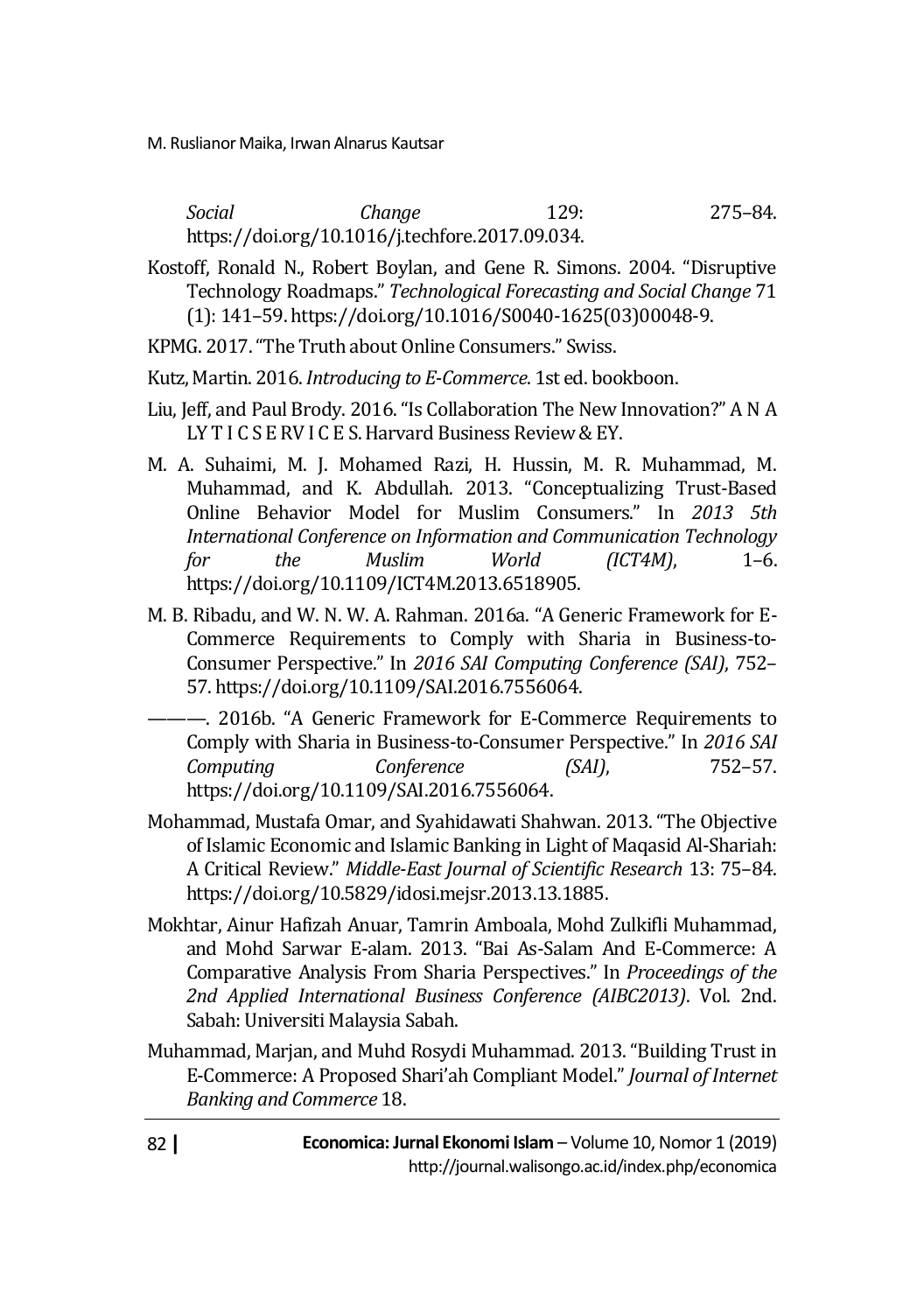*Social Change* 129: 275–84. https://doi.org/10.1016/j.techfore.2017.09.034.

Kostoff, Ronald N., Robert Boylan, and Gene R. Simons. 2004. "Disruptive Technology Roadmaps." *Technological Forecasting and Social Change* 71 (1): 141–59. https://doi.org/10.1016/S0040-1625(03)00048-9.

KPMG. 2017. "The Truth about Online Consumers." Swiss.

Kutz, Martin. 2016. *Introducing to E-Commerce*. 1st ed. bookboon.

Liu, Jeff, and Paul Brody. 2016. "Is Collaboration The New Innovation?" A N A LY T I C S E RV I C E S. Harvard Business Review & EY.

M. A. Suhaimi, M. J. Mohamed Razi, H. Hussin, M. R. Muhammad, M. Muhammad, and K. Abdullah. 2013. "Conceptualizing Trust-Based Online Behavior Model for Muslim Consumers." In *2013 5th International Conference on Information and Communication Technology for the Muslim World (ICT4M)*, 1–6. https://doi.org/10.1109/ICT4M.2013.6518905.

M. B. Ribadu, and W. N. W. A. Rahman. 2016a. "A Generic Framework for E-Commerce Requirements to Comply with Sharia in Business-to-Consumer Perspective." In *2016 SAI Computing Conference (SAI)*, 752–57. https://doi.org/10.1109/SAI.2016.7556064.

———. 2016b. "A Generic Framework for E-Commerce Requirements to Comply with Sharia in Business-to-Consumer Perspective." In *2016 SAI Computing Conference (SAI)*, 752–57. https://doi.org/10.1109/SAI.2016.7556064.

Mohammad, Mustafa Omar, and Syahidawati Shahwan. 2013. "The Objective of Islamic Economic and Islamic Banking in Light of Maqasid Al-Shariah: A Critical Review." *Middle-East Journal of Scientific Research* 13: 75–84. https://doi.org/10.5829/idosi.mejsr.2013.13.1885.

Mokhtar, Ainur Hafizah Anuar, Tamrin Amboala, Mohd Zulkifli Muhammad, and Mohd Sarwar E-alam. 2013. "Bai As-Salam And E-Commerce: A Comparative Analysis From Sharia Perspectives." In *Proceedings of the 2nd Applied International Business Conference (AIBC2013)*. Vol. 2nd. Sabah: Universiti Malaysia Sabah.

Muhammad, Marjan, and Muhd Rosydi Muhammad. 2013. "Building Trust in E-Commerce: A Proposed Shari'ah Compliant Model." *Journal of Internet Banking and Commerce* 18.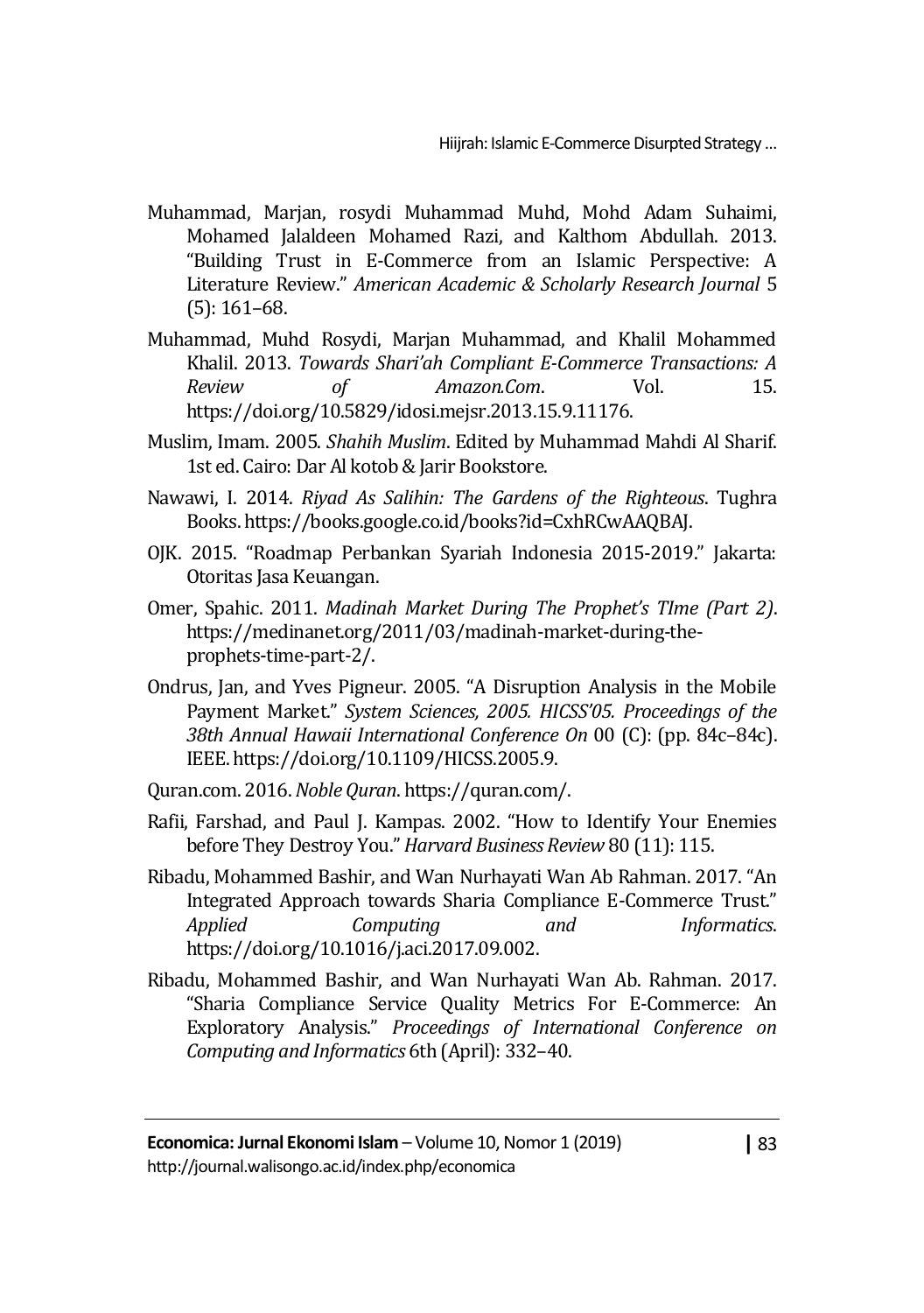Muhammad, Marjan, rosydi Muhammad Muhd, Mohd Adam Suhaimi, Mohamed Jalaldeen Mohamed Razi, and Kalthom Abdullah. 2013. "Building Trust in E-Commerce from an Islamic Perspective: A Literature Review." *American Academic & Scholarly Research Journal* 5 (5): 161–68.

Muhammad, Muhd Rosydi, Marjan Muhammad, and Khalil Mohammed Khalil. 2013. *Towards Shari'ah Compliant E-Commerce Transactions: A Review of Amazon.Com*. Vol. 15. https://doi.org/10.5829/idosi.mejsr.2013.15.9.11176.

Muslim, Imam. 2005. *Shahih Muslim*. Edited by Muhammad Mahdi Al Sharif. 1st ed. Cairo: Dar Al kotob & Jarir Bookstore.

Nawawi, I. 2014. *Riyad As Salihin: The Gardens of the Righteous*. Tughra Books. https://books.google.co.id/books?id=CxhRCwAAQBAJ.

OJK. 2015. "Roadmap Perbankan Syariah Indonesia 2015-2019." Jakarta: Otoritas Jasa Keuangan.

Omer, Spahic. 2011. *Madinah Market During The Prophet's TIme (Part 2)*. https://medinanet.org/2011/03/madinah-market-during-the-prophets-time-part-2/.

Ondrus, Jan, and Yves Pigneur. 2005. "A Disruption Analysis in the Mobile Payment Market." *System Sciences, 2005. HICSS'05. Proceedings of the 38th Annual Hawaii International Conference On* 00 (C): (pp. 84c–84c). IEEE. https://doi.org/10.1109/HICSS.2005.9.

Quran.com. 2016. *Noble Quran*. https://quran.com/.

Rafii, Farshad, and Paul J. Kampas. 2002. "How to Identify Your Enemies before They Destroy You." *Harvard Business Review* 80 (11): 115.

Ribadu, Mohammed Bashir, and Wan Nurhayati Wan Ab Rahman. 2017. "An Integrated Approach towards Sharia Compliance E-Commerce Trust." *Applied Computing and Informatics*. https://doi.org/10.1016/j.aci.2017.09.002.

Ribadu, Mohammed Bashir, and Wan Nurhayati Wan Ab. Rahman. 2017. "Sharia Compliance Service Quality Metrics For E-Commerce: An Exploratory Analysis." *Proceedings of International Conference on Computing and Informatics* 6th (April): 332–40.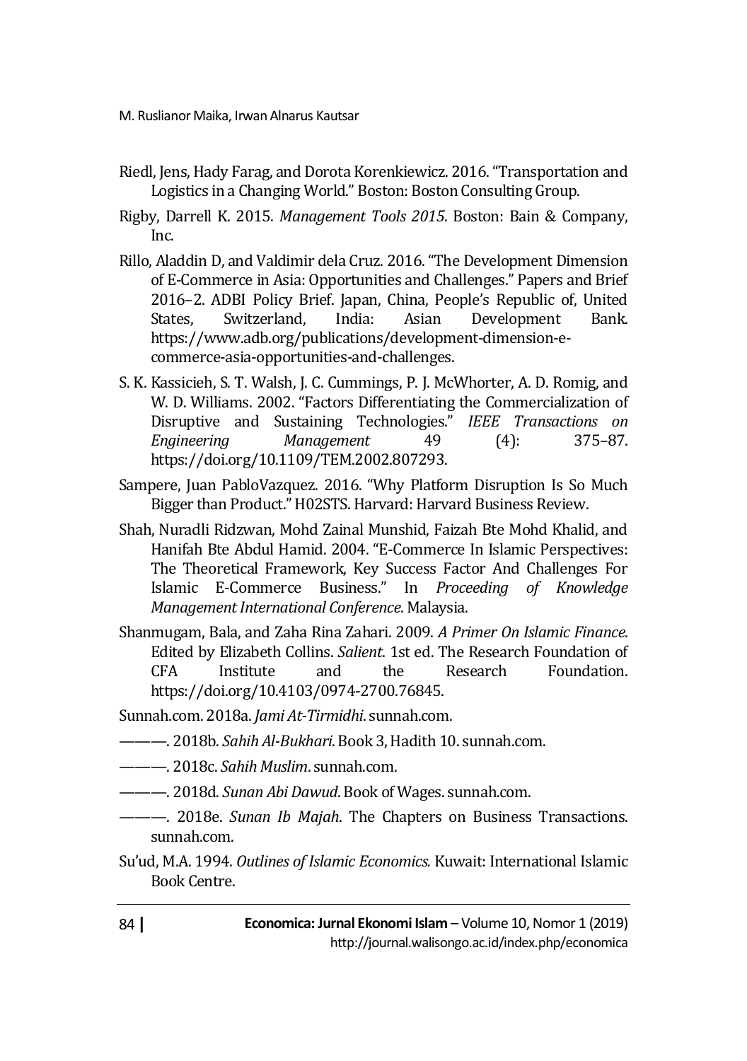Riedl, Jens, Hady Farag, and Dorota Korenkiewicz. 2016. "Transportation and Logistics in a Changing World." Boston: Boston Consulting Group.

Rigby, Darrell K. 2015. *Management Tools 2015*. Boston: Bain & Company, Inc.

Rillo, Aladdin D, and Valdimir dela Cruz. 2016. "The Development Dimension of E-Commerce in Asia: Opportunities and Challenges." Papers and Brief 2016–2. ADBI Policy Brief. Japan, China, People's Republic of, United States, Switzerland, India: Asian Development Bank. https://www.adb.org/publications/development-dimension-e-commerce-asia-opportunities-and-challenges.

S. K. Kassicieh, S. T. Walsh, J. C. Cummings, P. J. McWhorter, A. D. Romig, and W. D. Williams. 2002. "Factors Differentiating the Commercialization of Disruptive and Sustaining Technologies." *IEEE Transactions on Engineering Management* 49 (4): 375–87. https://doi.org/10.1109/TEM.2002.807293.

Sampere, Juan PabloVazquez. 2016. "Why Platform Disruption Is So Much Bigger than Product." H02STS. Harvard: Harvard Business Review.

Shah, Nuradli Ridzwan, Mohd Zainal Munshid, Faizah Bte Mohd Khalid, and Hanifah Bte Abdul Hamid. 2004. "E-Commerce In Islamic Perspectives: The Theoretical Framework, Key Success Factor And Challenges For Islamic E-Commerce Business." In *Proceeding of Knowledge Management International Conference*. Malaysia.

Shanmugam, Bala, and Zaha Rina Zahari. 2009. *A Primer On Islamic Finance*. Edited by Elizabeth Collins. *Salient*. 1st ed. The Research Foundation of CFA Institute and the Research Foundation. https://doi.org/10.4103/0974-2700.76845.

Sunnah.com. 2018a. *Jami At-Tirmidhi*. sunnah.com.

———. 2018b. *Sahih Al-Bukhari*. Book 3, Hadith 10. sunnah.com.

———. 2018c. *Sahih Muslim*. sunnah.com.

———. 2018d. *Sunan Abi Dawud*. Book of Wages. sunnah.com.

———. 2018e. *Sunan Ib Majah*. The Chapters on Business Transactions. sunnah.com.

Su'ud, M.A. 1994. *Outlines of Islamic Economics.* Kuwait: International Islamic Book Centre.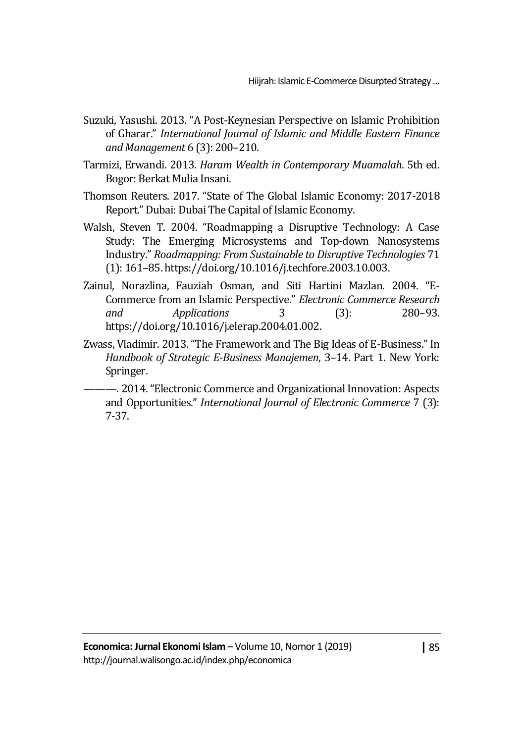Suzuki, Yasushi. 2013. "A Post-Keynesian Perspective on Islamic Prohibition of Gharar." *International Journal of Islamic and Middle Eastern Finance and Management* 6 (3): 200–210.

Tarmizi, Erwandi. 2013. *Haram Wealth in Contemporary Muamalah*. 5th ed. Bogor: Berkat Mulia Insani.

Thomson Reuters. 2017. "State of The Global Islamic Economy: 2017-2018 Report." Dubai: Dubai The Capital of Islamic Economy.

Walsh, Steven T. 2004. "Roadmapping a Disruptive Technology: A Case Study: The Emerging Microsystems and Top-down Nanosystems Industry." *Roadmapping: From Sustainable to Disruptive Technologies* 71 (1): 161–85. https://doi.org/10.1016/j.techfore.2003.10.003.

Zainul, Norazlina, Fauziah Osman, and Siti Hartini Mazlan. 2004. "E-Commerce from an Islamic Perspective." *Electronic Commerce Research and Applications* 3 (3): 280–93. https://doi.org/10.1016/j.elerap.2004.01.002.

Zwass, Vladimir. 2013. "The Framework and The Big Ideas of E-Business." In *Handbook of Strategic E-Business Manajemen*, 3–14. Part 1. New York: Springer.

———. 2014. "Electronic Commerce and Organizational Innovation: Aspects and Opportunities." *International Journal of Electronic Commerce* 7 (3): 7-37.